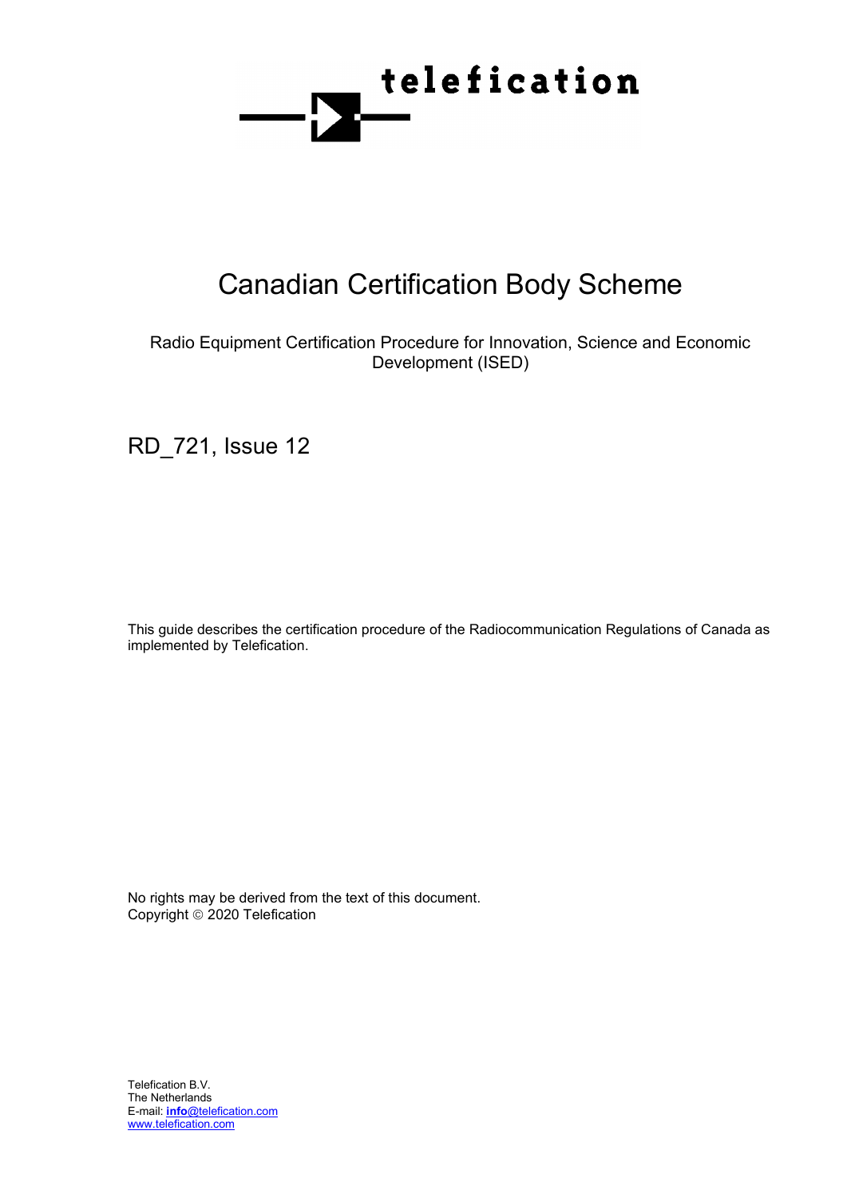telefication

# Canadian Certification Body Scheme

Radio Equipment Certification Procedure for Innovation, Science and Economic Development (ISED)

RD_721, Issue 12

This guide describes the certification procedure of the Radiocommunication Regulations of Canada as implemented by Telefication.

No rights may be derived from the text of this document.
Copyright © 2020 Telefication

Telefication B.V.
The Netherlands
E-mail: **info**@telefication.com
www.telefication.com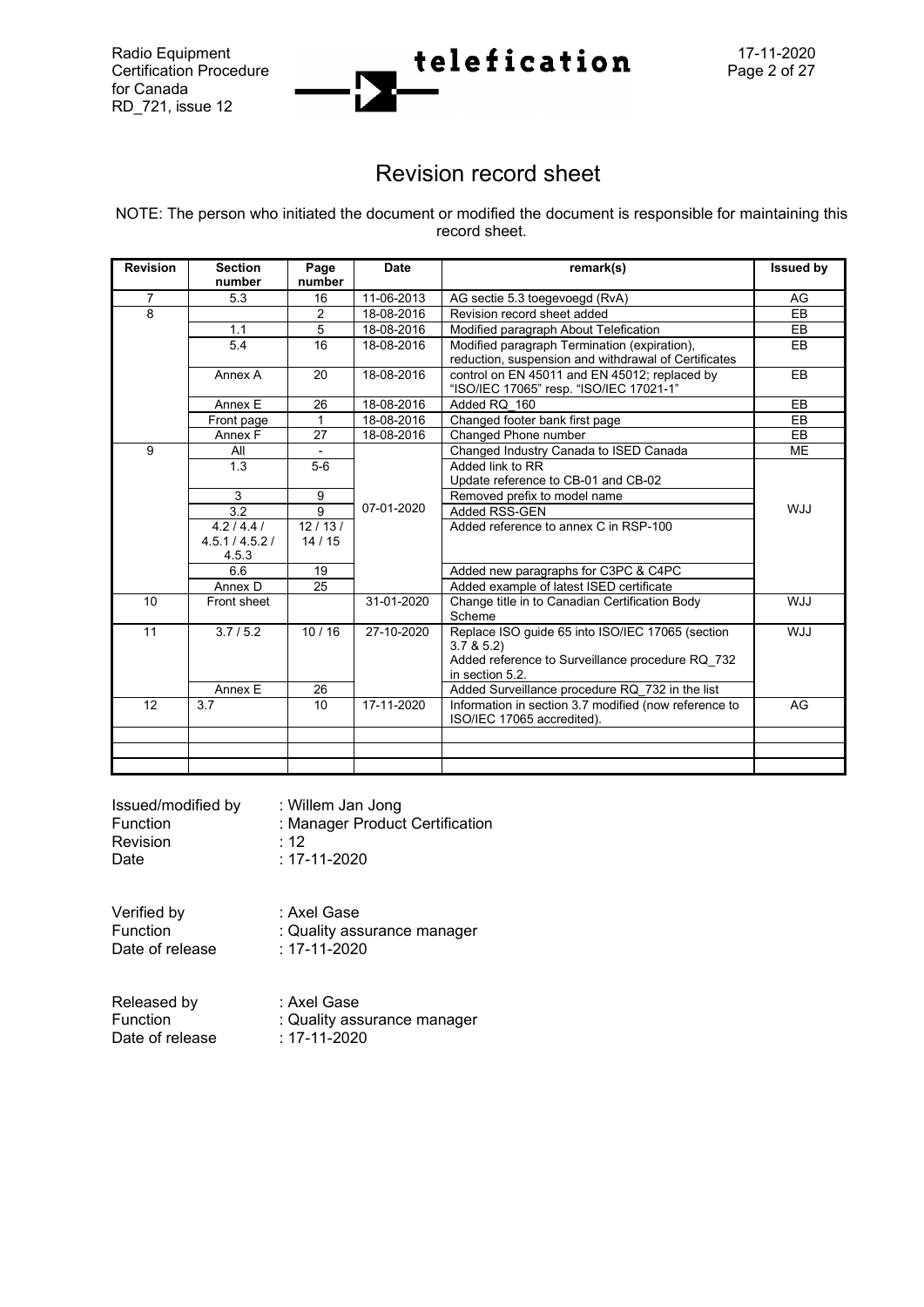# Revision record sheet

NOTE: The person who initiated the document or modified the document is responsible for maintaining this record sheet.

| Revision | Section number | Page number | Date | remark(s) | Issued by |
|---|---|---|---|---|---|
| 7 | 5.3 | 16 | 11-06-2013 | AG sectie 5.3 toegevoegd (RvA) | AG |
| 8 | | 2 | 18-08-2016 | Revision record sheet added | EB |
| | 1.1 | 5 | 18-08-2016 | Modified paragraph About Telefication | EB |
| | 5.4 | 16 | 18-08-2016 | Modified paragraph Termination (expiration), reduction, suspension and withdrawal of Certificates | EB |
| | Annex A | 20 | 18-08-2016 | control on EN 45011 and EN 45012; replaced by "ISO/IEC 17065" resp. "ISO/IEC 17021-1" | EB |
| | Annex E | 26 | 18-08-2016 | Added RQ_160 | EB |
| | Front page | 1 | 18-08-2016 | Changed footer bank first page | EB |
| | Annex F | 27 | 18-08-2016 | Changed Phone number | EB |
| 9 | All | - | 07-01-2020 | Changed Industry Canada to ISED Canada | ME |
| | 1.3 | 5-6 | | Added link to RR<br>Update reference to CB-01 and CB-02 | WJJ |
| | 3 | 9 | | Removed prefix to model name | |
| | 3.2 | 9 | | Added RSS-GEN | |
| | 4.2 / 4.4 / 4.5.1 / 4.5.2 / 4.5.3 | 12 / 13 / 14 / 15 | | Added reference to annex C in RSP-100 | |
| | 6.6 | 19 | | Added new paragraphs for C3PC & C4PC | |
| | Annex D | 25 | | Added example of latest ISED certificate | |
| 10 | Front sheet | | 31-01-2020 | Change title in to Canadian Certification Body Scheme | WJJ |
| 11 | 3.7 / 5.2 | 10 / 16 | 27-10-2020 | Replace ISO guide 65 into ISO/IEC 17065 (section 3.7 & 5.2)<br>Added reference to Surveillance procedure RQ_732 in section 5.2. | WJJ |
| | Annex E | 26 | | Added Surveillance procedure RQ_732 in the list | |
| 12 | 3.7 | 10 | 17-11-2020 | Information in section 3.7 modified (now reference to ISO/IEC 17065 accredited). | AG |
| | | | | | |
| | | | | | |
| | | | | | |

Issued/modified by : Willem Jan Jong
Function : Manager Product Certification
Revision : 12
Date : 17-11-2020

Verified by : Axel Gase
Function : Quality assurance manager
Date of release : 17-11-2020

Released by : Axel Gase
Function : Quality assurance manager
Date of release : 17-11-2020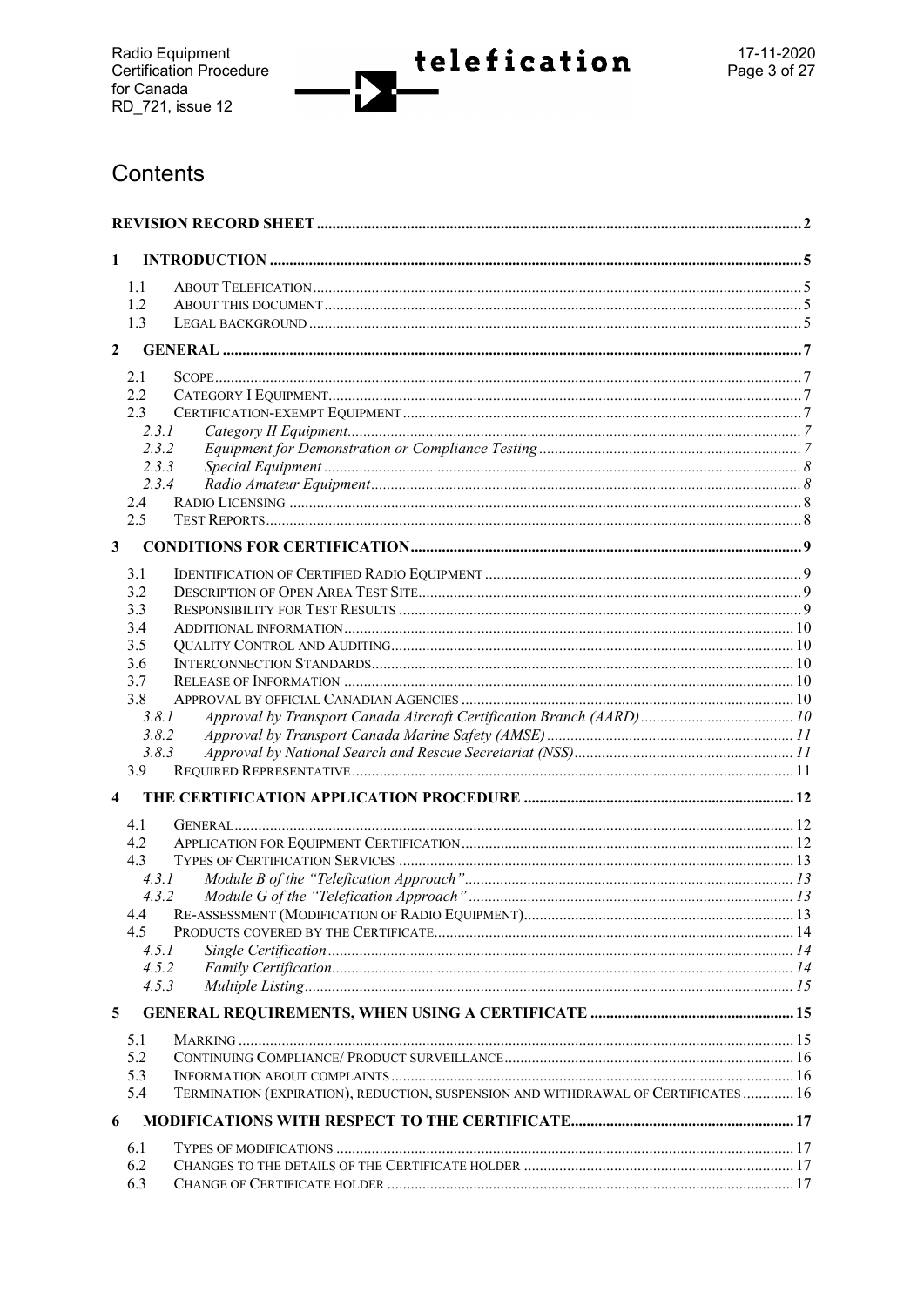# Contents

| | | |
|---|---|---|
| **REVISION RECORD SHEET** | | **2** |
| **1** | **INTRODUCTION** | **5** |
| 1.1 | ABOUT TELEFICATION | 5 |
| 1.2 | ABOUT THIS DOCUMENT | 5 |
| 1.3 | LEGAL BACKGROUND | 5 |
| **2** | **GENERAL** | **7** |
| 2.1 | SCOPE | 7 |
| 2.2 | CATEGORY I EQUIPMENT | 7 |
| 2.3 | CERTIFICATION-EXEMPT EQUIPMENT | 7 |
| *2.3.1* | *Category II Equipment* | *7* |
| *2.3.2* | *Equipment for Demonstration or Compliance Testing* | *7* |
| *2.3.3* | *Special Equipment* | *8* |
| *2.3.4* | *Radio Amateur Equipment* | *8* |
| 2.4 | RADIO LICENSING | 8 |
| 2.5 | TEST REPORTS | 8 |
| **3** | **CONDITIONS FOR CERTIFICATION** | **9** |
| 3.1 | IDENTIFICATION OF CERTIFIED RADIO EQUIPMENT | 9 |
| 3.2 | DESCRIPTION OF OPEN AREA TEST SITE | 9 |
| 3.3 | RESPONSIBILITY FOR TEST RESULTS | 9 |
| 3.4 | ADDITIONAL INFORMATION | 10 |
| 3.5 | QUALITY CONTROL AND AUDITING | 10 |
| 3.6 | INTERCONNECTION STANDARDS | 10 |
| 3.7 | RELEASE OF INFORMATION | 10 |
| 3.8 | APPROVAL BY OFFICIAL CANADIAN AGENCIES | 10 |
| *3.8.1* | *Approval by Transport Canada Aircraft Certification Branch (AARD)* | *10* |
| *3.8.2* | *Approval by Transport Canada Marine Safety (AMSE)* | *11* |
| *3.8.3* | *Approval by National Search and Rescue Secretariat (NSS)* | *11* |
| 3.9 | REQUIRED REPRESENTATIVE | 11 |
| **4** | **THE CERTIFICATION APPLICATION PROCEDURE** | **12** |
| 4.1 | GENERAL | 12 |
| 4.2 | APPLICATION FOR EQUIPMENT CERTIFICATION | 12 |
| 4.3 | TYPES OF CERTIFICATION SERVICES | 13 |
| *4.3.1* | *Module B of the "Telefication Approach"* | *13* |
| *4.3.2* | *Module G of the "Telefication Approach"* | *13* |
| 4.4 | RE-ASSESSMENT (MODIFICATION OF RADIO EQUIPMENT) | 13 |
| 4.5 | PRODUCTS COVERED BY THE CERTIFICATE | 14 |
| *4.5.1* | *Single Certification* | *14* |
| *4.5.2* | *Family Certification* | *14* |
| *4.5.3* | *Multiple Listing* | *15* |
| **5** | **GENERAL REQUIREMENTS, WHEN USING A CERTIFICATE** | **15** |
| 5.1 | MARKING | 15 |
| 5.2 | CONTINUING COMPLIANCE/ PRODUCT SURVEILLANCE | 16 |
| 5.3 | INFORMATION ABOUT COMPLAINTS | 16 |
| 5.4 | TERMINATION (EXPIRATION), REDUCTION, SUSPENSION AND WITHDRAWAL OF CERTIFICATES | 16 |
| **6** | **MODIFICATIONS WITH RESPECT TO THE CERTIFICATE** | **17** |
| 6.1 | TYPES OF MODIFICATIONS | 17 |
| 6.2 | CHANGES TO THE DETAILS OF THE CERTIFICATE HOLDER | 17 |
| 6.3 | CHANGE OF CERTIFICATE HOLDER | 17 |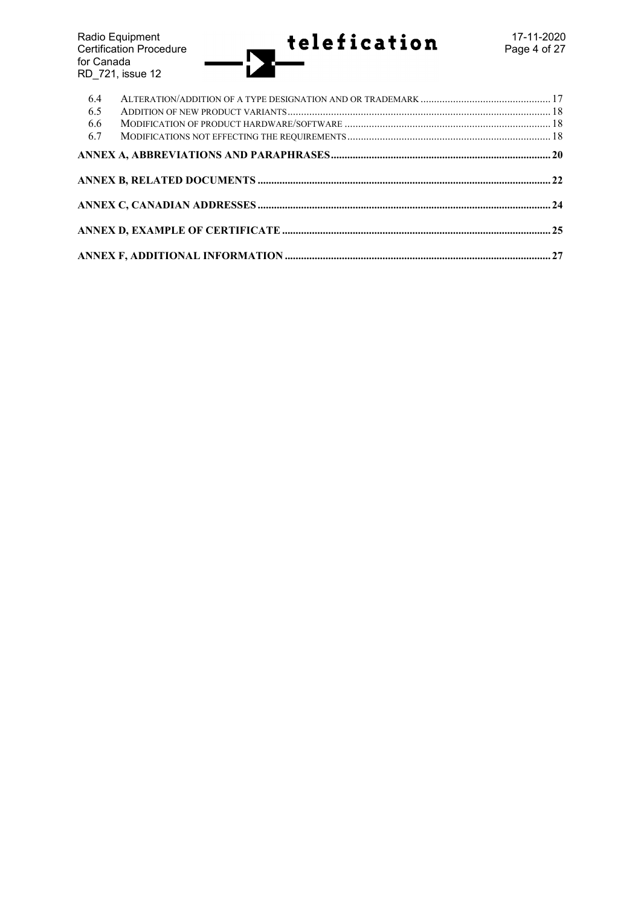| | | |
|---|---|---|
| 6.4 | ALTERATION/ADDITION OF A TYPE DESIGNATION AND OR TRADEMARK | 17 |
| 6.5 | ADDITION OF NEW PRODUCT VARIANTS | 18 |
| 6.6 | MODIFICATION OF PRODUCT HARDWARE/SOFTWARE | 18 |
| 6.7 | MODIFICATIONS NOT EFFECTING THE REQUIREMENTS | 18 |

**ANNEX A, ABBREVIATIONS AND PARAPHRASES** ... **20**

**ANNEX B, RELATED DOCUMENTS** ... **22**

**ANNEX C, CANADIAN ADDRESSES** ... **24**

**ANNEX D, EXAMPLE OF CERTIFICATE** ... **25**

**ANNEX F, ADDITIONAL INFORMATION** ... **27**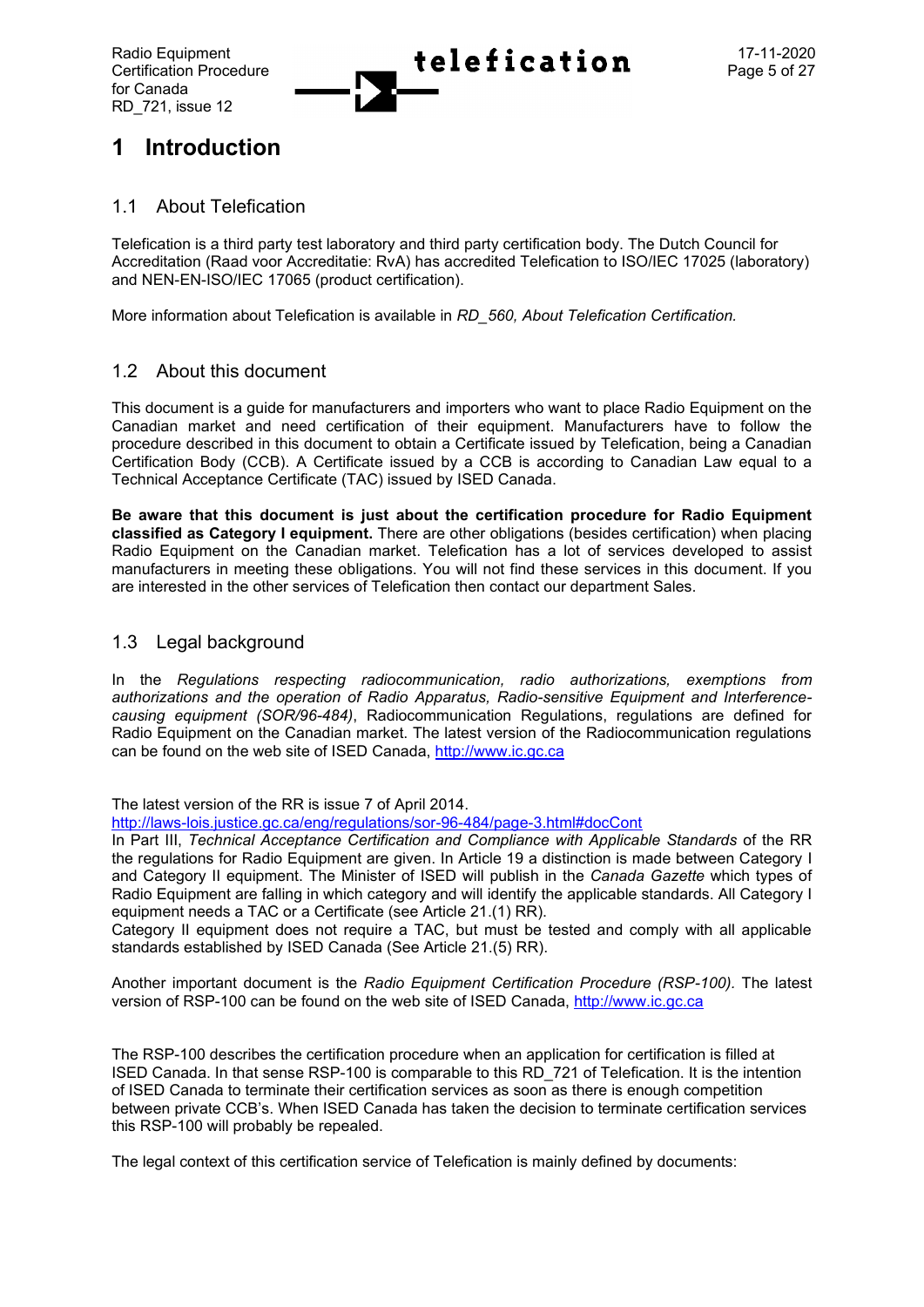# 1 Introduction

## 1.1 About Telefication

Telefication is a third party test laboratory and third party certification body. The Dutch Council for Accreditation (Raad voor Accreditatie: RvA) has accredited Telefication to ISO/IEC 17025 (laboratory) and NEN-EN-ISO/IEC 17065 (product certification).

More information about Telefication is available in *RD_560, About Telefication Certification.*

## 1.2 About this document

This document is a guide for manufacturers and importers who want to place Radio Equipment on the Canadian market and need certification of their equipment. Manufacturers have to follow the procedure described in this document to obtain a Certificate issued by Telefication, being a Canadian Certification Body (CCB). A Certificate issued by a CCB is according to Canadian Law equal to a Technical Acceptance Certificate (TAC) issued by ISED Canada.

**Be aware that this document is just about the certification procedure for Radio Equipment classified as Category I equipment.** There are other obligations (besides certification) when placing Radio Equipment on the Canadian market. Telefication has a lot of services developed to assist manufacturers in meeting these obligations. You will not find these services in this document. If you are interested in the other services of Telefication then contact our department Sales.

## 1.3 Legal background

In the *Regulations respecting radiocommunication, radio authorizations, exemptions from authorizations and the operation of Radio Apparatus, Radio-sensitive Equipment and Interference-causing equipment (SOR/96-484)*, Radiocommunication Regulations, regulations are defined for Radio Equipment on the Canadian market. The latest version of the Radiocommunication regulations can be found on the web site of ISED Canada, http://www.ic.gc.ca

The latest version of the RR is issue 7 of April 2014.
http://laws-lois.justice.gc.ca/eng/regulations/sor-96-484/page-3.html#docCont
In Part III, *Technical Acceptance Certification and Compliance with Applicable Standards* of the RR the regulations for Radio Equipment are given. In Article 19 a distinction is made between Category I and Category II equipment. The Minister of ISED will publish in the *Canada Gazette* which types of Radio Equipment are falling in which category and will identify the applicable standards. All Category I equipment needs a TAC or a Certificate (see Article 21.(1) RR).
Category II equipment does not require a TAC, but must be tested and comply with all applicable standards established by ISED Canada (See Article 21.(5) RR).

Another important document is the *Radio Equipment Certification Procedure (RSP-100).* The latest version of RSP-100 can be found on the web site of ISED Canada, http://www.ic.gc.ca

The RSP-100 describes the certification procedure when an application for certification is filled at ISED Canada. In that sense RSP-100 is comparable to this RD_721 of Telefication. It is the intention of ISED Canada to terminate their certification services as soon as there is enough competition between private CCB's. When ISED Canada has taken the decision to terminate certification services this RSP-100 will probably be repealed.

The legal context of this certification service of Telefication is mainly defined by documents: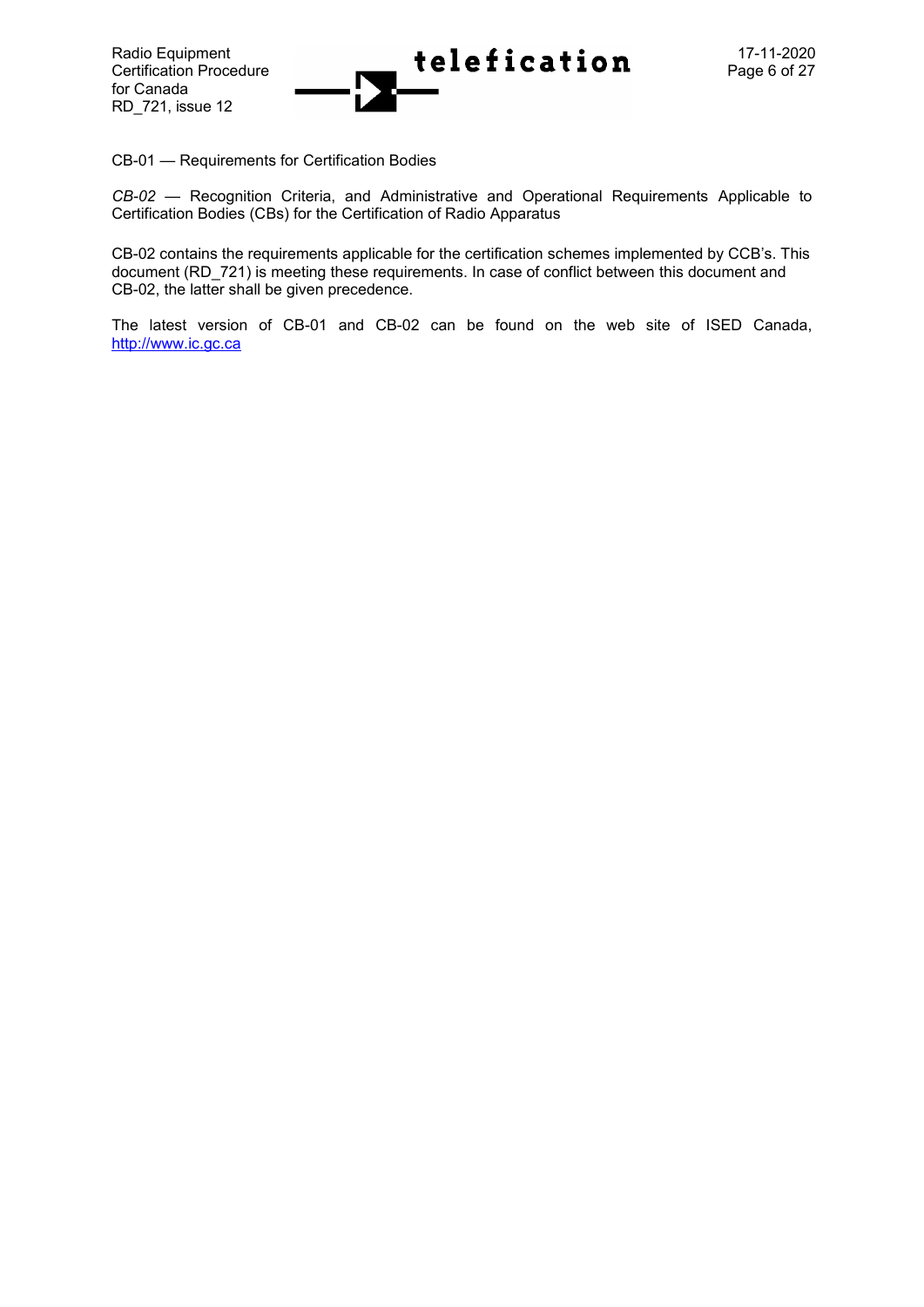CB-01 — Requirements for Certification Bodies

*CB-02* — Recognition Criteria, and Administrative and Operational Requirements Applicable to Certification Bodies (CBs) for the Certification of Radio Apparatus

CB-02 contains the requirements applicable for the certification schemes implemented by CCB's. This document (RD_721) is meeting these requirements. In case of conflict between this document and CB-02, the latter shall be given precedence.

The latest version of CB-01 and CB-02 can be found on the web site of ISED Canada, http://www.ic.gc.ca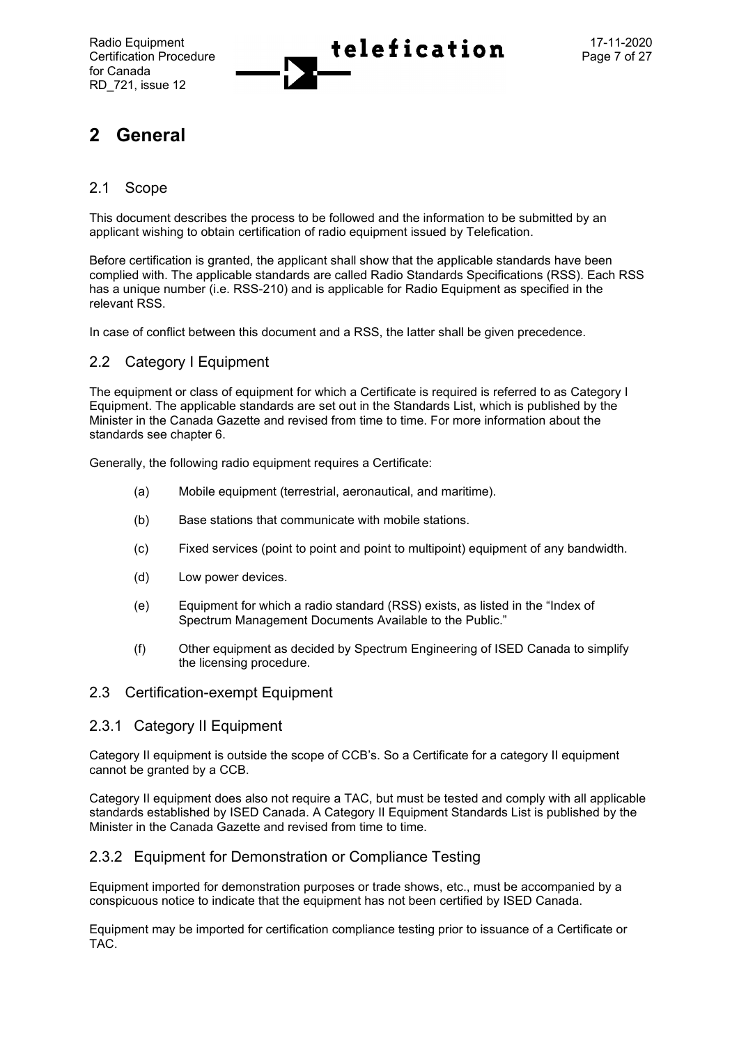# 2 General

## 2.1 Scope

This document describes the process to be followed and the information to be submitted by an applicant wishing to obtain certification of radio equipment issued by Telefication.

Before certification is granted, the applicant shall show that the applicable standards have been complied with. The applicable standards are called Radio Standards Specifications (RSS). Each RSS has a unique number (i.e. RSS-210) and is applicable for Radio Equipment as specified in the relevant RSS.

In case of conflict between this document and a RSS, the latter shall be given precedence.

## 2.2 Category I Equipment

The equipment or class of equipment for which a Certificate is required is referred to as Category I Equipment. The applicable standards are set out in the Standards List, which is published by the Minister in the Canada Gazette and revised from time to time. For more information about the standards see chapter 6.

Generally, the following radio equipment requires a Certificate:

(a) Mobile equipment (terrestrial, aeronautical, and maritime).

(b) Base stations that communicate with mobile stations.

(c) Fixed services (point to point and point to multipoint) equipment of any bandwidth.

(d) Low power devices.

(e) Equipment for which a radio standard (RSS) exists, as listed in the “Index of Spectrum Management Documents Available to the Public.”

(f) Other equipment as decided by Spectrum Engineering of ISED Canada to simplify the licensing procedure.

## 2.3 Certification-exempt Equipment

### 2.3.1 Category II Equipment

Category II equipment is outside the scope of CCB’s. So a Certificate for a category II equipment cannot be granted by a CCB.

Category II equipment does also not require a TAC, but must be tested and comply with all applicable standards established by ISED Canada. A Category II Equipment Standards List is published by the Minister in the Canada Gazette and revised from time to time.

### 2.3.2 Equipment for Demonstration or Compliance Testing

Equipment imported for demonstration purposes or trade shows, etc., must be accompanied by a conspicuous notice to indicate that the equipment has not been certified by ISED Canada.

Equipment may be imported for certification compliance testing prior to issuance of a Certificate or TAC.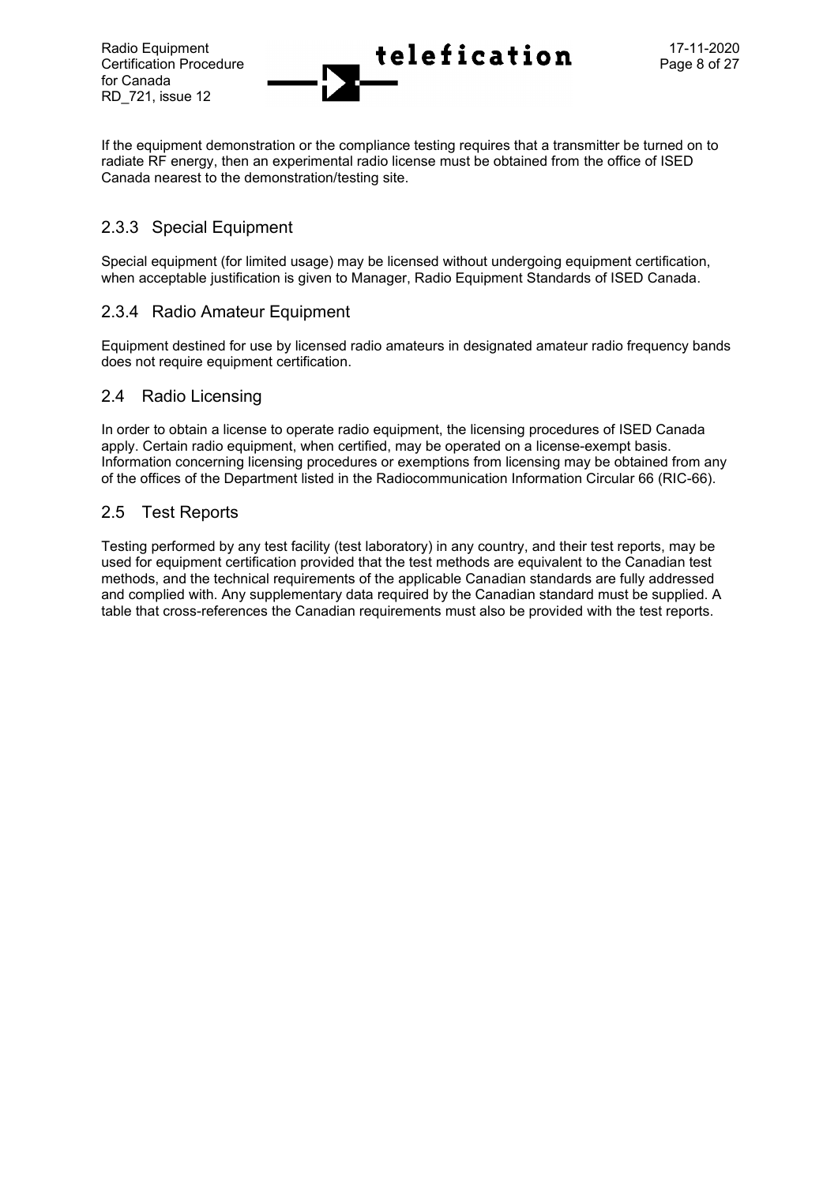If the equipment demonstration or the compliance testing requires that a transmitter be turned on to radiate RF energy, then an experimental radio license must be obtained from the office of ISED Canada nearest to the demonstration/testing site.

### 2.3.3 Special Equipment

Special equipment (for limited usage) may be licensed without undergoing equipment certification, when acceptable justification is given to Manager, Radio Equipment Standards of ISED Canada.

### 2.3.4 Radio Amateur Equipment

Equipment destined for use by licensed radio amateurs in designated amateur radio frequency bands does not require equipment certification.

## 2.4 Radio Licensing

In order to obtain a license to operate radio equipment, the licensing procedures of ISED Canada apply. Certain radio equipment, when certified, may be operated on a license-exempt basis. Information concerning licensing procedures or exemptions from licensing may be obtained from any of the offices of the Department listed in the Radiocommunication Information Circular 66 (RIC-66).

## 2.5 Test Reports

Testing performed by any test facility (test laboratory) in any country, and their test reports, may be used for equipment certification provided that the test methods are equivalent to the Canadian test methods, and the technical requirements of the applicable Canadian standards are fully addressed and complied with. Any supplementary data required by the Canadian standard must be supplied. A table that cross-references the Canadian requirements must also be provided with the test reports.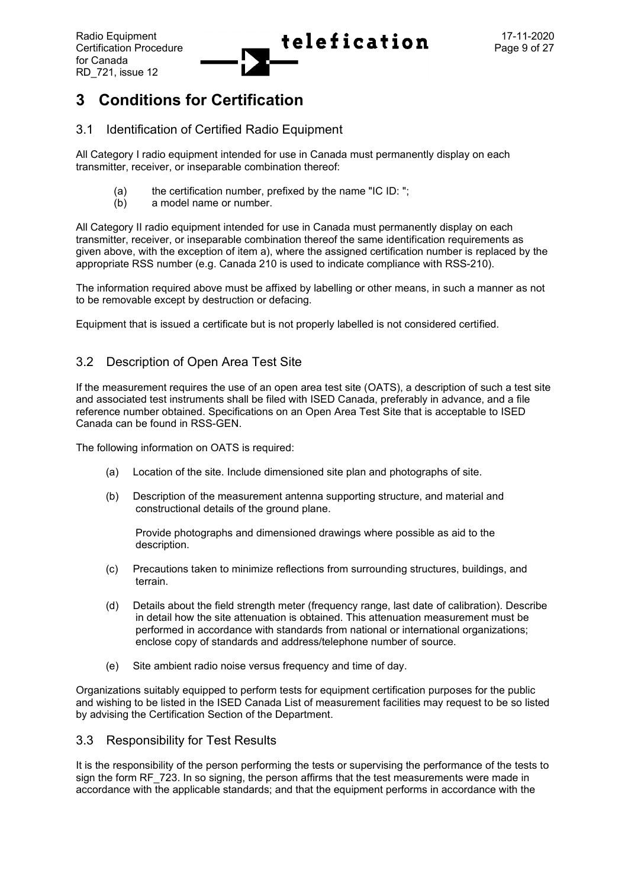# 3 Conditions for Certification

## 3.1 Identification of Certified Radio Equipment

All Category I radio equipment intended for use in Canada must permanently display on each transmitter, receiver, or inseparable combination thereof:

(a) the certification number, prefixed by the name "IC ID: ";
(b) a model name or number.

All Category II radio equipment intended for use in Canada must permanently display on each transmitter, receiver, or inseparable combination thereof the same identification requirements as given above, with the exception of item a), where the assigned certification number is replaced by the appropriate RSS number (e.g. Canada 210 is used to indicate compliance with RSS-210).

The information required above must be affixed by labelling or other means, in such a manner as not to be removable except by destruction or defacing.

Equipment that is issued a certificate but is not properly labelled is not considered certified.

## 3.2 Description of Open Area Test Site

If the measurement requires the use of an open area test site (OATS), a description of such a test site and associated test instruments shall be filed with ISED Canada, preferably in advance, and a file reference number obtained. Specifications on an Open Area Test Site that is acceptable to ISED Canada can be found in RSS-GEN.

The following information on OATS is required:

(a) Location of the site. Include dimensioned site plan and photographs of site.

(b) Description of the measurement antenna supporting structure, and material and constructional details of the ground plane.

Provide photographs and dimensioned drawings where possible as aid to the description.

(c) Precautions taken to minimize reflections from surrounding structures, buildings, and terrain.

(d) Details about the field strength meter (frequency range, last date of calibration). Describe in detail how the site attenuation is obtained. This attenuation measurement must be performed in accordance with standards from national or international organizations; enclose copy of standards and address/telephone number of source.

(e) Site ambient radio noise versus frequency and time of day.

Organizations suitably equipped to perform tests for equipment certification purposes for the public and wishing to be listed in the ISED Canada List of measurement facilities may request to be so listed by advising the Certification Section of the Department.

## 3.3 Responsibility for Test Results

It is the responsibility of the person performing the tests or supervising the performance of the tests to sign the form RF_723. In so signing, the person affirms that the test measurements were made in accordance with the applicable standards; and that the equipment performs in accordance with the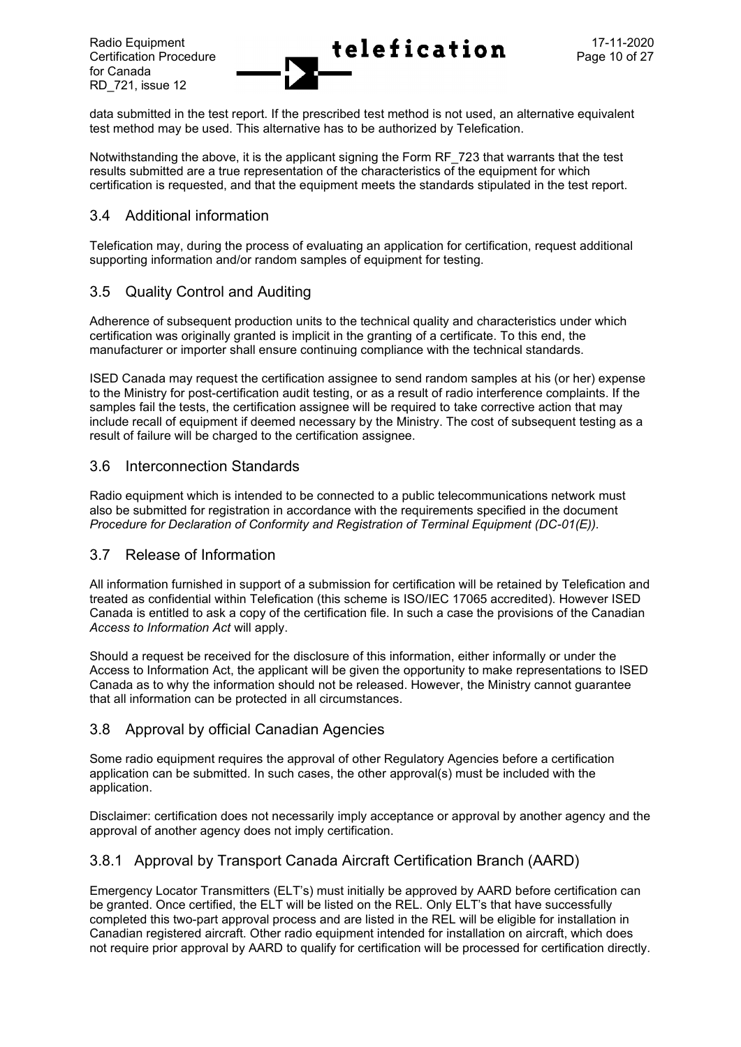data submitted in the test report. If the prescribed test method is not used, an alternative equivalent test method may be used. This alternative has to be authorized by Telefication.

Notwithstanding the above, it is the applicant signing the Form RF_723 that warrants that the test results submitted are a true representation of the characteristics of the equipment for which certification is requested, and that the equipment meets the standards stipulated in the test report.

## 3.4 Additional information

Telefication may, during the process of evaluating an application for certification, request additional supporting information and/or random samples of equipment for testing.

## 3.5 Quality Control and Auditing

Adherence of subsequent production units to the technical quality and characteristics under which certification was originally granted is implicit in the granting of a certificate. To this end, the manufacturer or importer shall ensure continuing compliance with the technical standards.

ISED Canada may request the certification assignee to send random samples at his (or her) expense to the Ministry for post-certification audit testing, or as a result of radio interference complaints. If the samples fail the tests, the certification assignee will be required to take corrective action that may include recall of equipment if deemed necessary by the Ministry. The cost of subsequent testing as a result of failure will be charged to the certification assignee.

## 3.6 Interconnection Standards

Radio equipment which is intended to be connected to a public telecommunications network must also be submitted for registration in accordance with the requirements specified in the document *Procedure for Declaration of Conformity and Registration of Terminal Equipment (DC-01(E)).*

## 3.7 Release of Information

All information furnished in support of a submission for certification will be retained by Telefication and treated as confidential within Telefication (this scheme is ISO/IEC 17065 accredited). However ISED Canada is entitled to ask a copy of the certification file. In such a case the provisions of the Canadian *Access to Information Act* will apply.

Should a request be received for the disclosure of this information, either informally or under the Access to Information Act, the applicant will be given the opportunity to make representations to ISED Canada as to why the information should not be released. However, the Ministry cannot guarantee that all information can be protected in all circumstances.

## 3.8 Approval by official Canadian Agencies

Some radio equipment requires the approval of other Regulatory Agencies before a certification application can be submitted. In such cases, the other approval(s) must be included with the application.

Disclaimer: certification does not necessarily imply acceptance or approval by another agency and the approval of another agency does not imply certification.

### 3.8.1 Approval by Transport Canada Aircraft Certification Branch (AARD)

Emergency Locator Transmitters (ELT's) must initially be approved by AARD before certification can be granted. Once certified, the ELT will be listed on the REL. Only ELT's that have successfully completed this two-part approval process and are listed in the REL will be eligible for installation in Canadian registered aircraft. Other radio equipment intended for installation on aircraft, which does not require prior approval by AARD to qualify for certification will be processed for certification directly.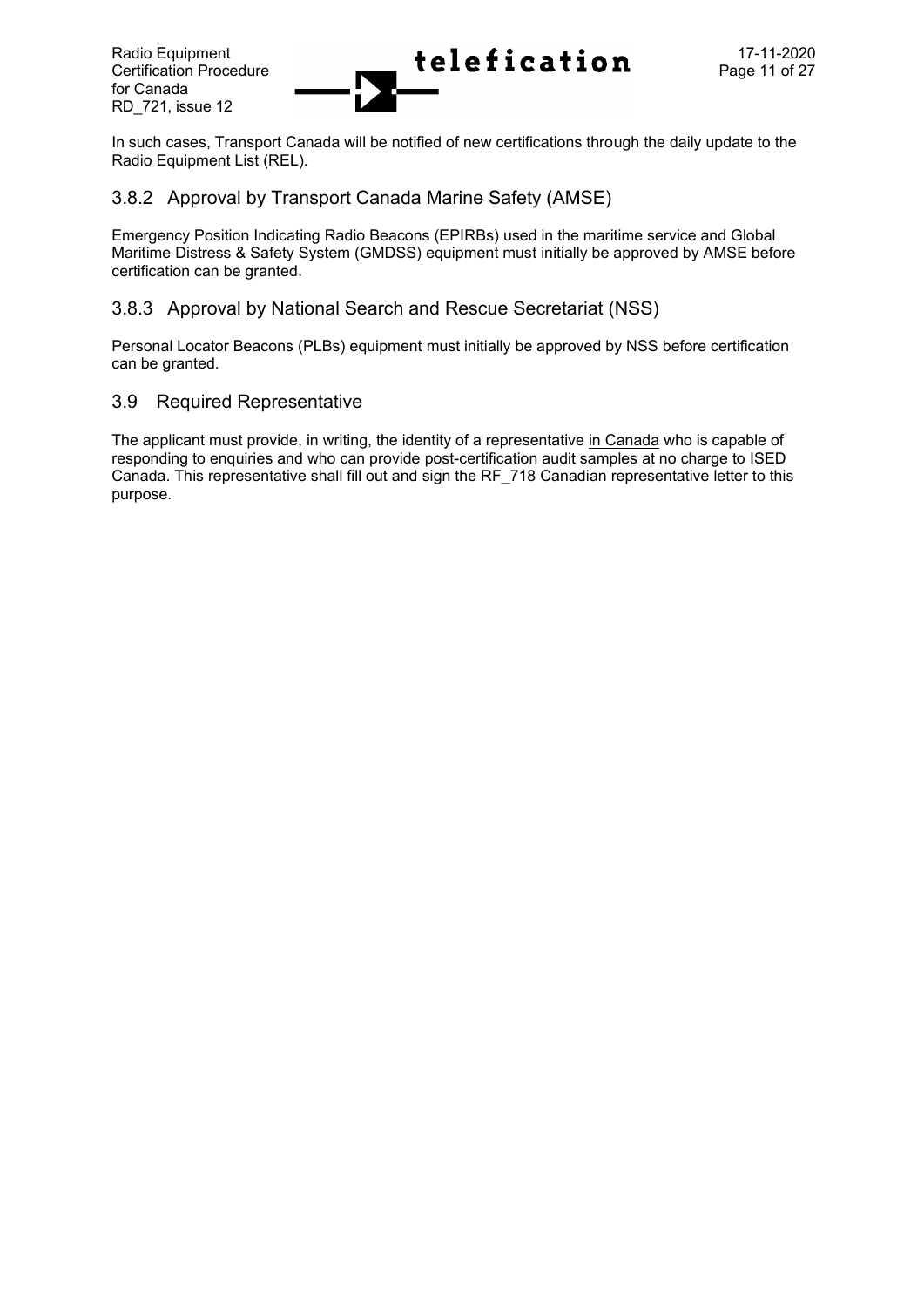In such cases, Transport Canada will be notified of new certifications through the daily update to the Radio Equipment List (REL).

### 3.8.2 Approval by Transport Canada Marine Safety (AMSE)

Emergency Position Indicating Radio Beacons (EPIRBs) used in the maritime service and Global Maritime Distress & Safety System (GMDSS) equipment must initially be approved by AMSE before certification can be granted.

### 3.8.3 Approval by National Search and Rescue Secretariat (NSS)

Personal Locator Beacons (PLBs) equipment must initially be approved by NSS before certification can be granted.

## 3.9 Required Representative

The applicant must provide, in writing, the identity of a representative in Canada who is capable of responding to enquiries and who can provide post-certification audit samples at no charge to ISED Canada. This representative shall fill out and sign the RF_718 Canadian representative letter to this purpose.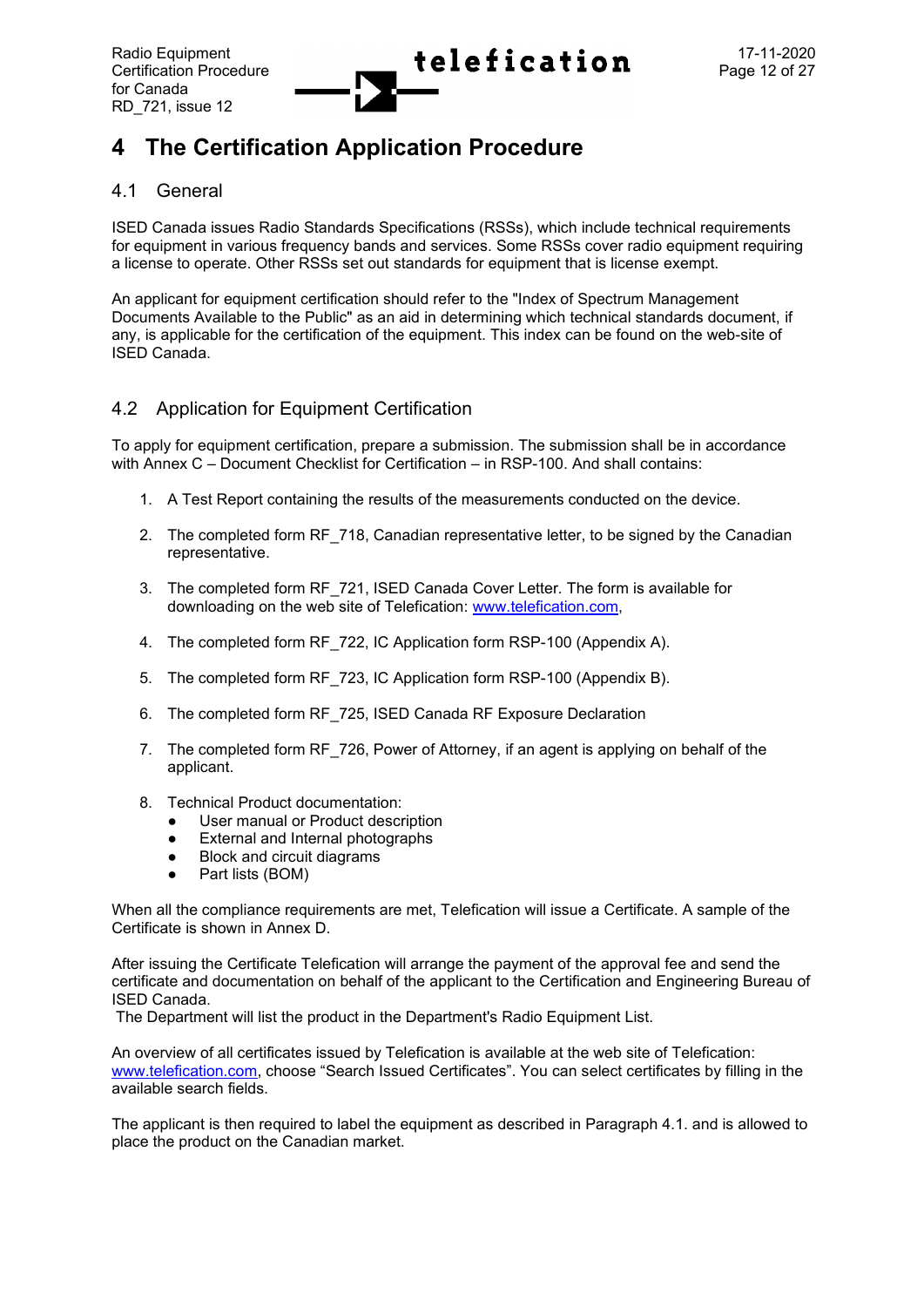# 4 The Certification Application Procedure

## 4.1 General

ISED Canada issues Radio Standards Specifications (RSSs), which include technical requirements for equipment in various frequency bands and services. Some RSSs cover radio equipment requiring a license to operate. Other RSSs set out standards for equipment that is license exempt.

An applicant for equipment certification should refer to the "Index of Spectrum Management Documents Available to the Public" as an aid in determining which technical standards document, if any, is applicable for the certification of the equipment. This index can be found on the web-site of ISED Canada.

## 4.2 Application for Equipment Certification

To apply for equipment certification, prepare a submission. The submission shall be in accordance with Annex C – Document Checklist for Certification – in RSP-100. And shall contains:

1. A Test Report containing the results of the measurements conducted on the device.
2. The completed form RF_718, Canadian representative letter, to be signed by the Canadian representative.
3. The completed form RF_721, ISED Canada Cover Letter. The form is available for downloading on the web site of Telefication: www.telefication.com,
4. The completed form RF_722, IC Application form RSP-100 (Appendix A).
5. The completed form RF_723, IC Application form RSP-100 (Appendix B).
6. The completed form RF_725, ISED Canada RF Exposure Declaration
7. The completed form RF_726, Power of Attorney, if an agent is applying on behalf of the applicant.
8. Technical Product documentation:
   - User manual or Product description
   - External and Internal photographs
   - Block and circuit diagrams
   - Part lists (BOM)

When all the compliance requirements are met, Telefication will issue a Certificate. A sample of the Certificate is shown in Annex D.

After issuing the Certificate Telefication will arrange the payment of the approval fee and send the certificate and documentation on behalf of the applicant to the Certification and Engineering Bureau of ISED Canada.
The Department will list the product in the Department's Radio Equipment List.

An overview of all certificates issued by Telefication is available at the web site of Telefication: www.telefication.com, choose "Search Issued Certificates". You can select certificates by filling in the available search fields.

The applicant is then required to label the equipment as described in Paragraph 4.1. and is allowed to place the product on the Canadian market.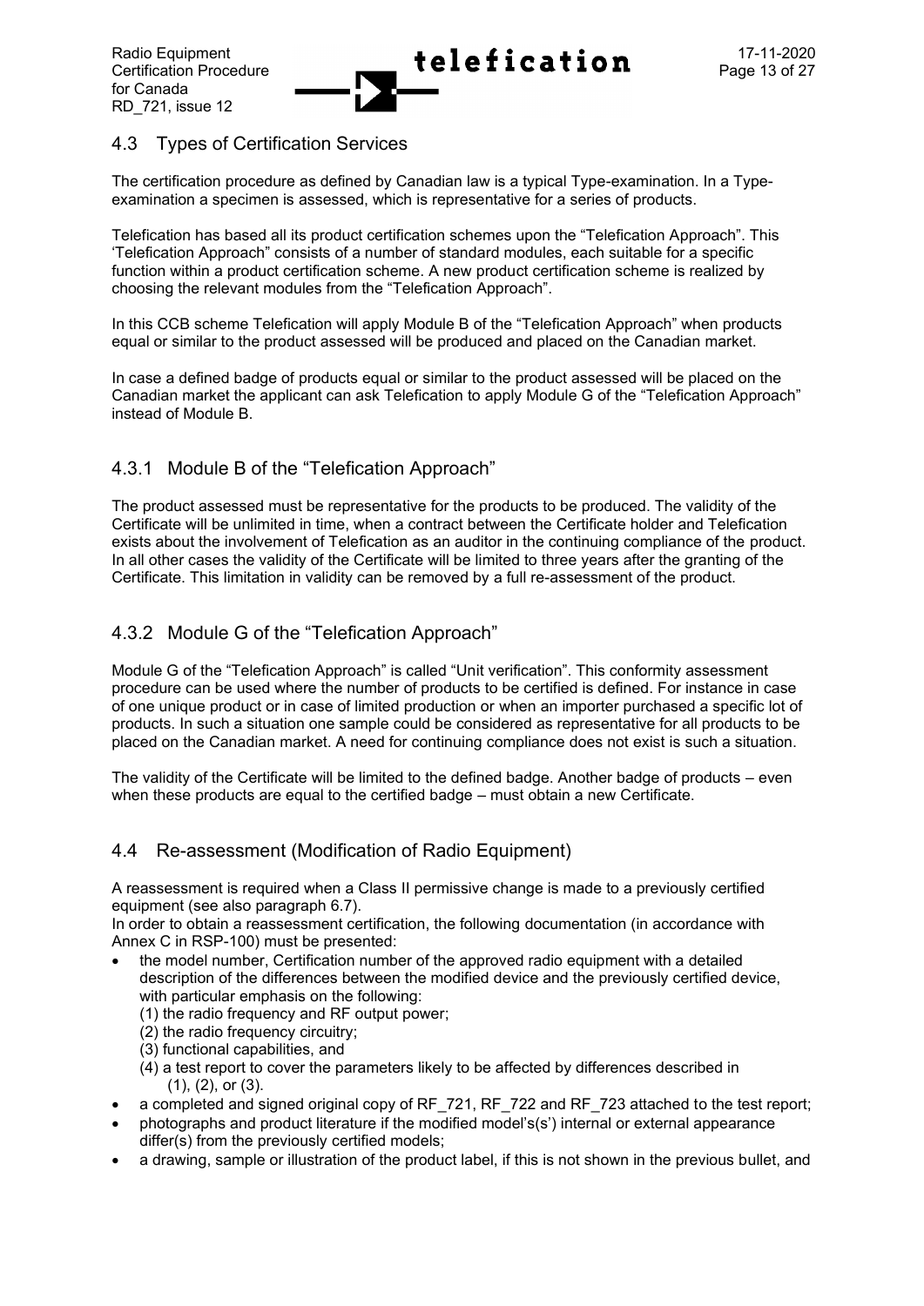## 4.3 Types of Certification Services

The certification procedure as defined by Canadian law is a typical Type-examination. In a Type-examination a specimen is assessed, which is representative for a series of products.

Telefication has based all its product certification schemes upon the "Telefication Approach". This 'Telefication Approach" consists of a number of standard modules, each suitable for a specific function within a product certification scheme. A new product certification scheme is realized by choosing the relevant modules from the "Telefication Approach".

In this CCB scheme Telefication will apply Module B of the "Telefication Approach" when products equal or similar to the product assessed will be produced and placed on the Canadian market.

In case a defined badge of products equal or similar to the product assessed will be placed on the Canadian market the applicant can ask Telefication to apply Module G of the "Telefication Approach" instead of Module B.

### 4.3.1 Module B of the "Telefication Approach"

The product assessed must be representative for the products to be produced. The validity of the Certificate will be unlimited in time, when a contract between the Certificate holder and Telefication exists about the involvement of Telefication as an auditor in the continuing compliance of the product. In all other cases the validity of the Certificate will be limited to three years after the granting of the Certificate. This limitation in validity can be removed by a full re-assessment of the product.

### 4.3.2 Module G of the "Telefication Approach"

Module G of the "Telefication Approach" is called "Unit verification". This conformity assessment procedure can be used where the number of products to be certified is defined. For instance in case of one unique product or in case of limited production or when an importer purchased a specific lot of products. In such a situation one sample could be considered as representative for all products to be placed on the Canadian market. A need for continuing compliance does not exist is such a situation.

The validity of the Certificate will be limited to the defined badge. Another badge of products – even when these products are equal to the certified badge – must obtain a new Certificate.

## 4.4 Re-assessment (Modification of Radio Equipment)

A reassessment is required when a Class II permissive change is made to a previously certified equipment (see also paragraph 6.7).
In order to obtain a reassessment certification, the following documentation (in accordance with Annex C in RSP-100) must be presented:

- the model number, Certification number of the approved radio equipment with a detailed description of the differences between the modified device and the previously certified device, with particular emphasis on the following:
  (1) the radio frequency and RF output power;
  (2) the radio frequency circuitry;
  (3) functional capabilities, and
  (4) a test report to cover the parameters likely to be affected by differences described in (1), (2), or (3).
- a completed and signed original copy of RF_721, RF_722 and RF_723 attached to the test report;
- photographs and product literature if the modified model's(s') internal or external appearance differ(s) from the previously certified models;
- a drawing, sample or illustration of the product label, if this is not shown in the previous bullet, and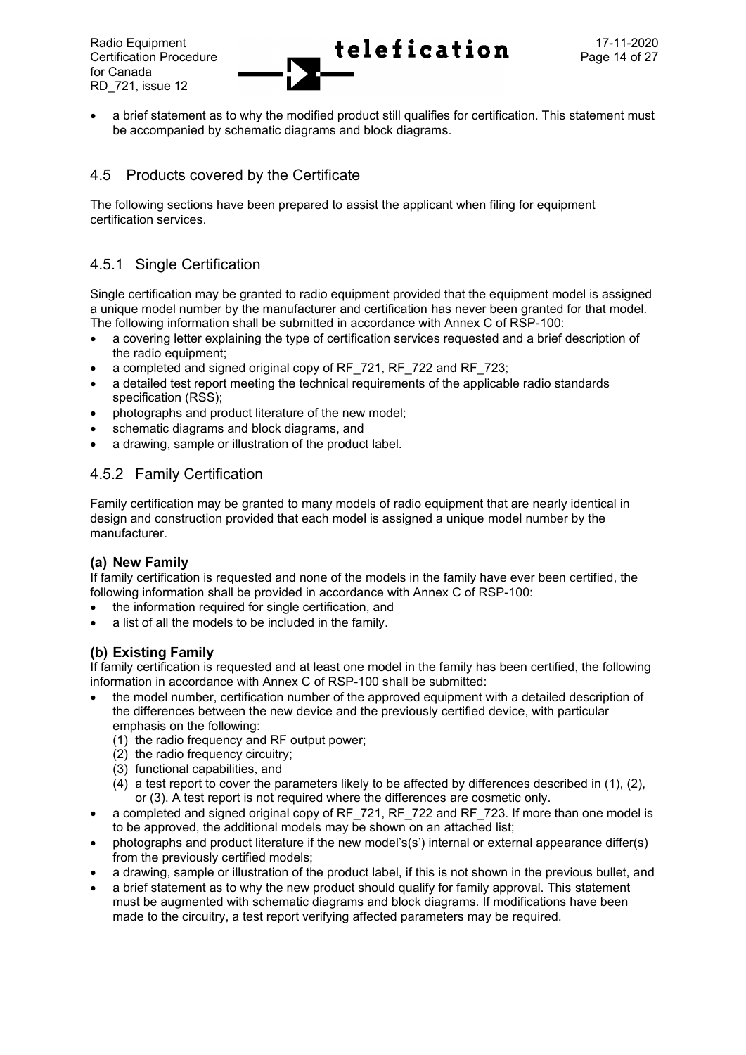- a brief statement as to why the modified product still qualifies for certification. This statement must be accompanied by schematic diagrams and block diagrams.

## 4.5 Products covered by the Certificate

The following sections have been prepared to assist the applicant when filing for equipment certification services.

### 4.5.1 Single Certification

Single certification may be granted to radio equipment provided that the equipment model is assigned a unique model number by the manufacturer and certification has never been granted for that model. The following information shall be submitted in accordance with Annex C of RSP-100:

- a covering letter explaining the type of certification services requested and a brief description of the radio equipment;
- a completed and signed original copy of RF_721, RF_722 and RF_723;
- a detailed test report meeting the technical requirements of the applicable radio standards specification (RSS);
- photographs and product literature of the new model;
- schematic diagrams and block diagrams, and
- a drawing, sample or illustration of the product label.

### 4.5.2 Family Certification

Family certification may be granted to many models of radio equipment that are nearly identical in design and construction provided that each model is assigned a unique model number by the manufacturer.

**(a) New Family**

If family certification is requested and none of the models in the family have ever been certified, the following information shall be provided in accordance with Annex C of RSP-100:

- the information required for single certification, and
- a list of all the models to be included in the family.

**(b) Existing Family**

If family certification is requested and at least one model in the family has been certified, the following information in accordance with Annex C of RSP-100 shall be submitted:

- the model number, certification number of the approved equipment with a detailed description of the differences between the new device and the previously certified device, with particular emphasis on the following:
  (1) the radio frequency and RF output power;
  (2) the radio frequency circuitry;
  (3) functional capabilities, and
  (4) a test report to cover the parameters likely to be affected by differences described in (1), (2), or (3). A test report is not required where the differences are cosmetic only.
- a completed and signed original copy of RF_721, RF_722 and RF_723. If more than one model is to be approved, the additional models may be shown on an attached list;
- photographs and product literature if the new model's(s') internal or external appearance differ(s) from the previously certified models;
- a drawing, sample or illustration of the product label, if this is not shown in the previous bullet, and
- a brief statement as to why the new product should qualify for family approval. This statement must be augmented with schematic diagrams and block diagrams. If modifications have been made to the circuitry, a test report verifying affected parameters may be required.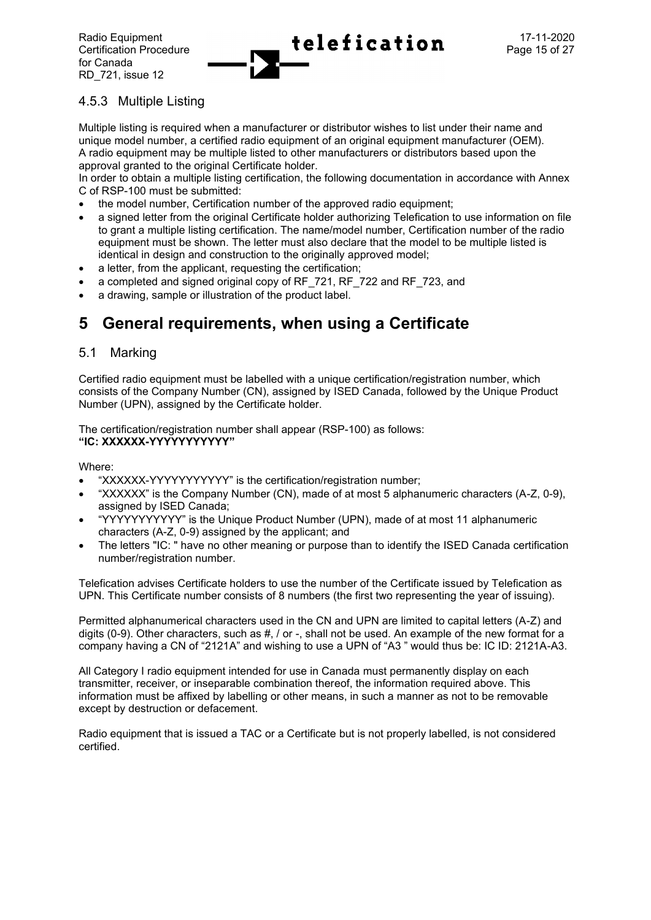### 4.5.3 Multiple Listing

Multiple listing is required when a manufacturer or distributor wishes to list under their name and unique model number, a certified radio equipment of an original equipment manufacturer (OEM). A radio equipment may be multiple listed to other manufacturers or distributors based upon the approval granted to the original Certificate holder.
In order to obtain a multiple listing certification, the following documentation in accordance with Annex C of RSP-100 must be submitted:

- the model number, Certification number of the approved radio equipment;
- a signed letter from the original Certificate holder authorizing Telefication to use information on file to grant a multiple listing certification. The name/model number, Certification number of the radio equipment must be shown. The letter must also declare that the model to be multiple listed is identical in design and construction to the originally approved model;
- a letter, from the applicant, requesting the certification;
- a completed and signed original copy of RF_721, RF_722 and RF_723, and
- a drawing, sample or illustration of the product label.

# 5 General requirements, when using a Certificate

## 5.1 Marking

Certified radio equipment must be labelled with a unique certification/registration number, which consists of the Company Number (CN), assigned by ISED Canada, followed by the Unique Product Number (UPN), assigned by the Certificate holder.

The certification/registration number shall appear (RSP-100) as follows:
**"IC: XXXXXX-YYYYYYYYYYY"**

Where:

- "XXXXXX-YYYYYYYYYYY" is the certification/registration number;
- "XXXXXX" is the Company Number (CN), made of at most 5 alphanumeric characters (A-Z, 0-9), assigned by ISED Canada;
- "YYYYYYYYYYY" is the Unique Product Number (UPN), made of at most 11 alphanumeric characters (A-Z, 0-9) assigned by the applicant; and
- The letters "IC: " have no other meaning or purpose than to identify the ISED Canada certification number/registration number.

Telefication advises Certificate holders to use the number of the Certificate issued by Telefication as UPN. This Certificate number consists of 8 numbers (the first two representing the year of issuing).

Permitted alphanumerical characters used in the CN and UPN are limited to capital letters (A-Z) and digits (0-9). Other characters, such as #, / or -, shall not be used. An example of the new format for a company having a CN of "2121A" and wishing to use a UPN of "A3 " would thus be: IC ID: 2121A-A3.

All Category I radio equipment intended for use in Canada must permanently display on each transmitter, receiver, or inseparable combination thereof, the information required above. This information must be affixed by labelling or other means, in such a manner as not to be removable except by destruction or defacement.

Radio equipment that is issued a TAC or a Certificate but is not properly labelled, is not considered certified.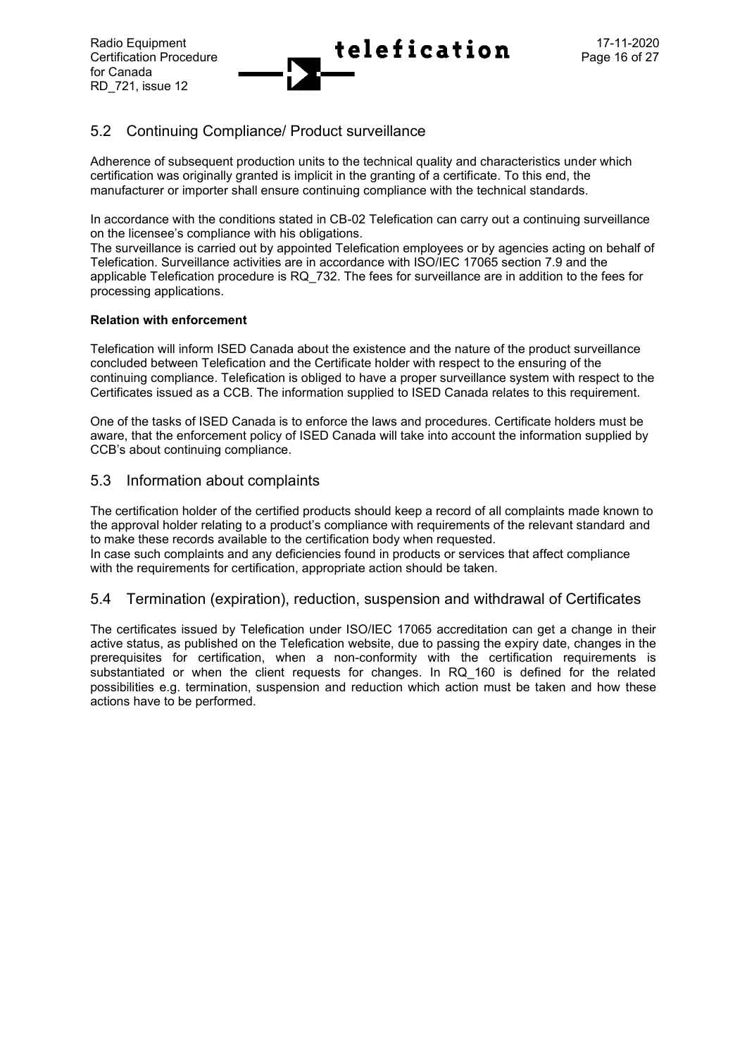## 5.2 Continuing Compliance/ Product surveillance

Adherence of subsequent production units to the technical quality and characteristics under which certification was originally granted is implicit in the granting of a certificate. To this end, the manufacturer or importer shall ensure continuing compliance with the technical standards.

In accordance with the conditions stated in CB-02 Telefication can carry out a continuing surveillance on the licensee's compliance with his obligations.
The surveillance is carried out by appointed Telefication employees or by agencies acting on behalf of Telefication. Surveillance activities are in accordance with ISO/IEC 17065 section 7.9 and the applicable Telefication procedure is RQ_732. The fees for surveillance are in addition to the fees for processing applications.

**Relation with enforcement**

Telefication will inform ISED Canada about the existence and the nature of the product surveillance concluded between Telefication and the Certificate holder with respect to the ensuring of the continuing compliance. Telefication is obliged to have a proper surveillance system with respect to the Certificates issued as a CCB. The information supplied to ISED Canada relates to this requirement.

One of the tasks of ISED Canada is to enforce the laws and procedures. Certificate holders must be aware, that the enforcement policy of ISED Canada will take into account the information supplied by CCB's about continuing compliance.

## 5.3 Information about complaints

The certification holder of the certified products should keep a record of all complaints made known to the approval holder relating to a product's compliance with requirements of the relevant standard and to make these records available to the certification body when requested.
In case such complaints and any deficiencies found in products or services that affect compliance with the requirements for certification, appropriate action should be taken.

## 5.4 Termination (expiration), reduction, suspension and withdrawal of Certificates

The certificates issued by Telefication under ISO/IEC 17065 accreditation can get a change in their active status, as published on the Telefication website, due to passing the expiry date, changes in the prerequisites for certification, when a non-conformity with the certification requirements is substantiated or when the client requests for changes. In RQ_160 is defined for the related possibilities e.g. termination, suspension and reduction which action must be taken and how these actions have to be performed.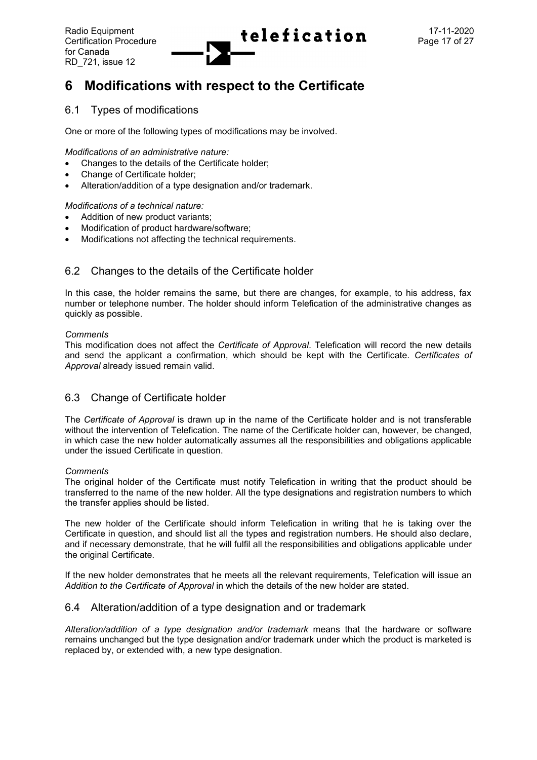# 6 Modifications with respect to the Certificate

## 6.1 Types of modifications

One or more of the following types of modifications may be involved.

*Modifications of an administrative nature:*

- Changes to the details of the Certificate holder;
- Change of Certificate holder;
- Alteration/addition of a type designation and/or trademark.

*Modifications of a technical nature:*

- Addition of new product variants;
- Modification of product hardware/software;
- Modifications not affecting the technical requirements.

## 6.2 Changes to the details of the Certificate holder

In this case, the holder remains the same, but there are changes, for example, to his address, fax number or telephone number. The holder should inform Telefication of the administrative changes as quickly as possible.

*Comments*

This modification does not affect the *Certificate of Approval*. Telefication will record the new details and send the applicant a confirmation, which should be kept with the Certificate. *Certificates of Approval* already issued remain valid.

## 6.3 Change of Certificate holder

The *Certificate of Approval* is drawn up in the name of the Certificate holder and is not transferable without the intervention of Telefication. The name of the Certificate holder can, however, be changed, in which case the new holder automatically assumes all the responsibilities and obligations applicable under the issued Certificate in question.

*Comments*

The original holder of the Certificate must notify Telefication in writing that the product should be transferred to the name of the new holder. All the type designations and registration numbers to which the transfer applies should be listed.

The new holder of the Certificate should inform Telefication in writing that he is taking over the Certificate in question, and should list all the types and registration numbers. He should also declare, and if necessary demonstrate, that he will fulfil all the responsibilities and obligations applicable under the original Certificate.

If the new holder demonstrates that he meets all the relevant requirements, Telefication will issue an *Addition to the Certificate of Approval* in which the details of the new holder are stated.

## 6.4 Alteration/addition of a type designation and or trademark

*Alteration/addition of a type designation and/or trademark* means that the hardware or software remains unchanged but the type designation and/or trademark under which the product is marketed is replaced by, or extended with, a new type designation.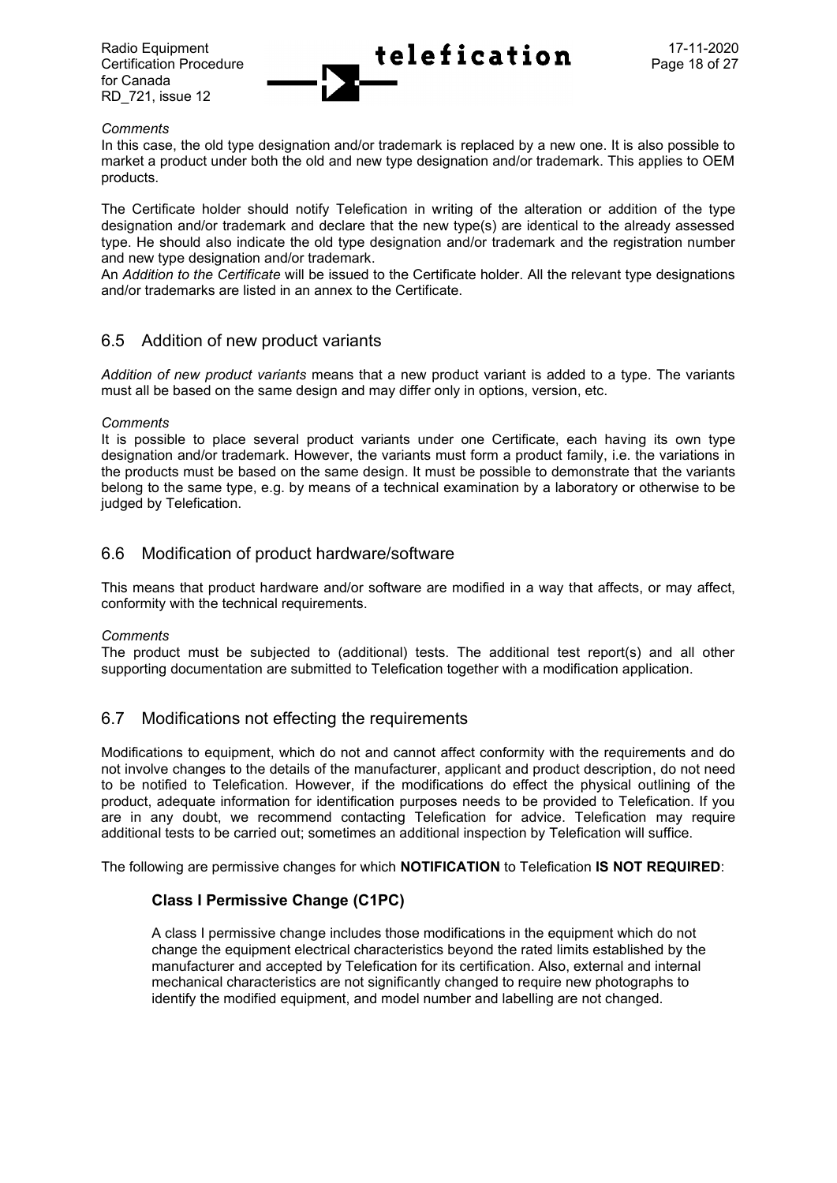*Comments*

In this case, the old type designation and/or trademark is replaced by a new one. It is also possible to market a product under both the old and new type designation and/or trademark. This applies to OEM products.

The Certificate holder should notify Telefication in writing of the alteration or addition of the type designation and/or trademark and declare that the new type(s) are identical to the already assessed type. He should also indicate the old type designation and/or trademark and the registration number and new type designation and/or trademark.

An *Addition to the Certificate* will be issued to the Certificate holder. All the relevant type designations and/or trademarks are listed in an annex to the Certificate.

## 6.5 Addition of new product variants

*Addition of new product variants* means that a new product variant is added to a type. The variants must all be based on the same design and may differ only in options, version, etc.

*Comments*

It is possible to place several product variants under one Certificate, each having its own type designation and/or trademark. However, the variants must form a product family, i.e. the variations in the products must be based on the same design. It must be possible to demonstrate that the variants belong to the same type, e.g. by means of a technical examination by a laboratory or otherwise to be judged by Telefication.

## 6.6 Modification of product hardware/software

This means that product hardware and/or software are modified in a way that affects, or may affect, conformity with the technical requirements.

*Comments*

The product must be subjected to (additional) tests. The additional test report(s) and all other supporting documentation are submitted to Telefication together with a modification application.

## 6.7 Modifications not effecting the requirements

Modifications to equipment, which do not and cannot affect conformity with the requirements and do not involve changes to the details of the manufacturer, applicant and product description, do not need to be notified to Telefication. However, if the modifications do effect the physical outlining of the product, adequate information for identification purposes needs to be provided to Telefication. If you are in any doubt, we recommend contacting Telefication for advice. Telefication may require additional tests to be carried out; sometimes an additional inspection by Telefication will suffice.

The following are permissive changes for which **NOTIFICATION** to Telefication **IS NOT REQUIRED**:

### Class I Permissive Change (C1PC)

A class I permissive change includes those modifications in the equipment which do not change the equipment electrical characteristics beyond the rated limits established by the manufacturer and accepted by Telefication for its certification. Also, external and internal mechanical characteristics are not significantly changed to require new photographs to identify the modified equipment, and model number and labelling are not changed.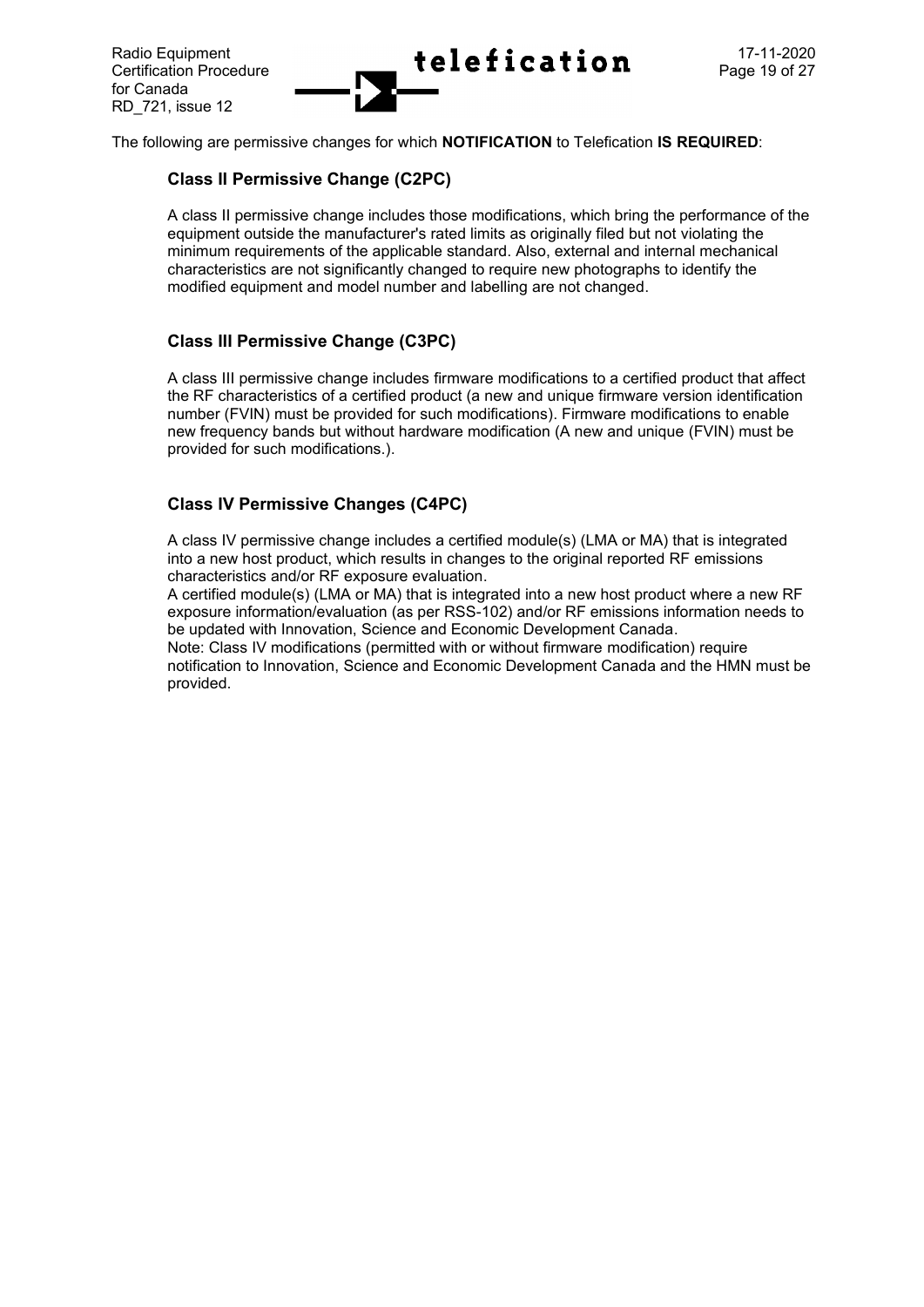The following are permissive changes for which **NOTIFICATION** to Telefication **IS REQUIRED**:

### Class II Permissive Change (C2PC)

A class II permissive change includes those modifications, which bring the performance of the equipment outside the manufacturer's rated limits as originally filed but not violating the minimum requirements of the applicable standard. Also, external and internal mechanical characteristics are not significantly changed to require new photographs to identify the modified equipment and model number and labelling are not changed.

### Class III Permissive Change (C3PC)

A class III permissive change includes firmware modifications to a certified product that affect the RF characteristics of a certified product (a new and unique firmware version identification number (FVIN) must be provided for such modifications). Firmware modifications to enable new frequency bands but without hardware modification (A new and unique (FVIN) must be provided for such modifications.).

### Class IV Permissive Changes (C4PC)

A class IV permissive change includes a certified module(s) (LMA or MA) that is integrated into a new host product, which results in changes to the original reported RF emissions characteristics and/or RF exposure evaluation.
A certified module(s) (LMA or MA) that is integrated into a new host product where a new RF exposure information/evaluation (as per RSS-102) and/or RF emissions information needs to be updated with Innovation, Science and Economic Development Canada.
Note: Class IV modifications (permitted with or without firmware modification) require notification to Innovation, Science and Economic Development Canada and the HMN must be provided.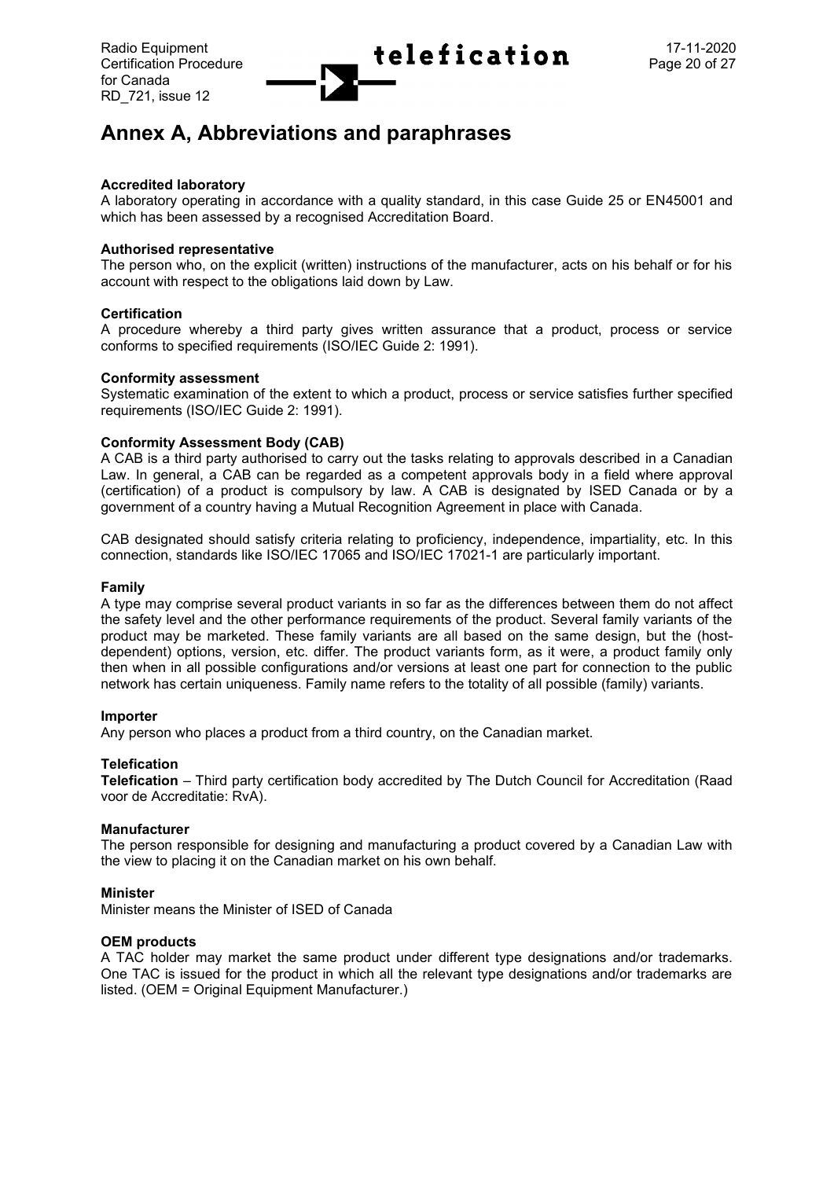# Annex A, Abbreviations and paraphrases

**Accredited laboratory**
A laboratory operating in accordance with a quality standard, in this case Guide 25 or EN45001 and which has been assessed by a recognised Accreditation Board.

**Authorised representative**
The person who, on the explicit (written) instructions of the manufacturer, acts on his behalf or for his account with respect to the obligations laid down by Law.

**Certification**
A procedure whereby a third party gives written assurance that a product, process or service conforms to specified requirements (ISO/IEC Guide 2: 1991).

**Conformity assessment**
Systematic examination of the extent to which a product, process or service satisfies further specified requirements (ISO/IEC Guide 2: 1991).

**Conformity Assessment Body (CAB)**
A CAB is a third party authorised to carry out the tasks relating to approvals described in a Canadian Law. In general, a CAB can be regarded as a competent approvals body in a field where approval (certification) of a product is compulsory by law. A CAB is designated by ISED Canada or by a government of a country having a Mutual Recognition Agreement in place with Canada.

CAB designated should satisfy criteria relating to proficiency, independence, impartiality, etc. In this connection, standards like ISO/IEC 17065 and ISO/IEC 17021-1 are particularly important.

**Family**
A type may comprise several product variants in so far as the differences between them do not affect the safety level and the other performance requirements of the product. Several family variants of the product may be marketed. These family variants are all based on the same design, but the (host-dependent) options, version, etc. differ. The product variants form, as it were, a product family only then when in all possible configurations and/or versions at least one part for connection to the public network has certain uniqueness. Family name refers to the totality of all possible (family) variants.

**Importer**
Any person who places a product from a third country, on the Canadian market.

**Telefication**
**Telefication** – Third party certification body accredited by The Dutch Council for Accreditation (Raad voor de Accreditatie: RvA).

**Manufacturer**
The person responsible for designing and manufacturing a product covered by a Canadian Law with the view to placing it on the Canadian market on his own behalf.

**Minister**
Minister means the Minister of ISED of Canada

**OEM products**
A TAC holder may market the same product under different type designations and/or trademarks. One TAC is issued for the product in which all the relevant type designations and/or trademarks are listed. (OEM = Original Equipment Manufacturer.)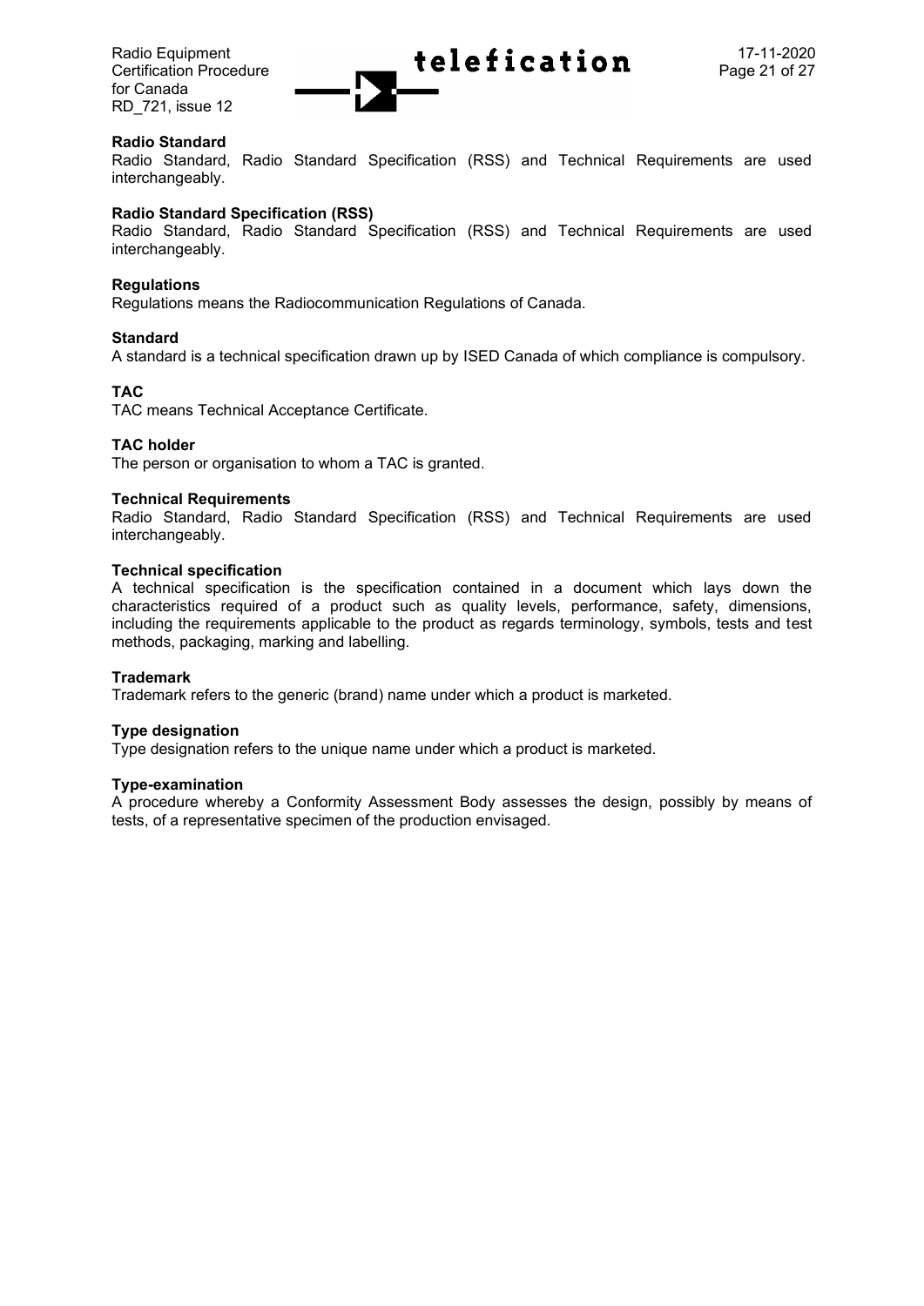**Radio Standard**
Radio Standard, Radio Standard Specification (RSS) and Technical Requirements are used interchangeably.

**Radio Standard Specification (RSS)**
Radio Standard, Radio Standard Specification (RSS) and Technical Requirements are used interchangeably.

**Regulations**
Regulations means the Radiocommunication Regulations of Canada.

**Standard**
A standard is a technical specification drawn up by ISED Canada of which compliance is compulsory.

**TAC**
TAC means Technical Acceptance Certificate.

**TAC holder**
The person or organisation to whom a TAC is granted.

**Technical Requirements**
Radio Standard, Radio Standard Specification (RSS) and Technical Requirements are used interchangeably.

**Technical specification**
A technical specification is the specification contained in a document which lays down the characteristics required of a product such as quality levels, performance, safety, dimensions, including the requirements applicable to the product as regards terminology, symbols, tests and test methods, packaging, marking and labelling.

**Trademark**
Trademark refers to the generic (brand) name under which a product is marketed.

**Type designation**
Type designation refers to the unique name under which a product is marketed.

**Type-examination**
A procedure whereby a Conformity Assessment Body assesses the design, possibly by means of tests, of a representative specimen of the production envisaged.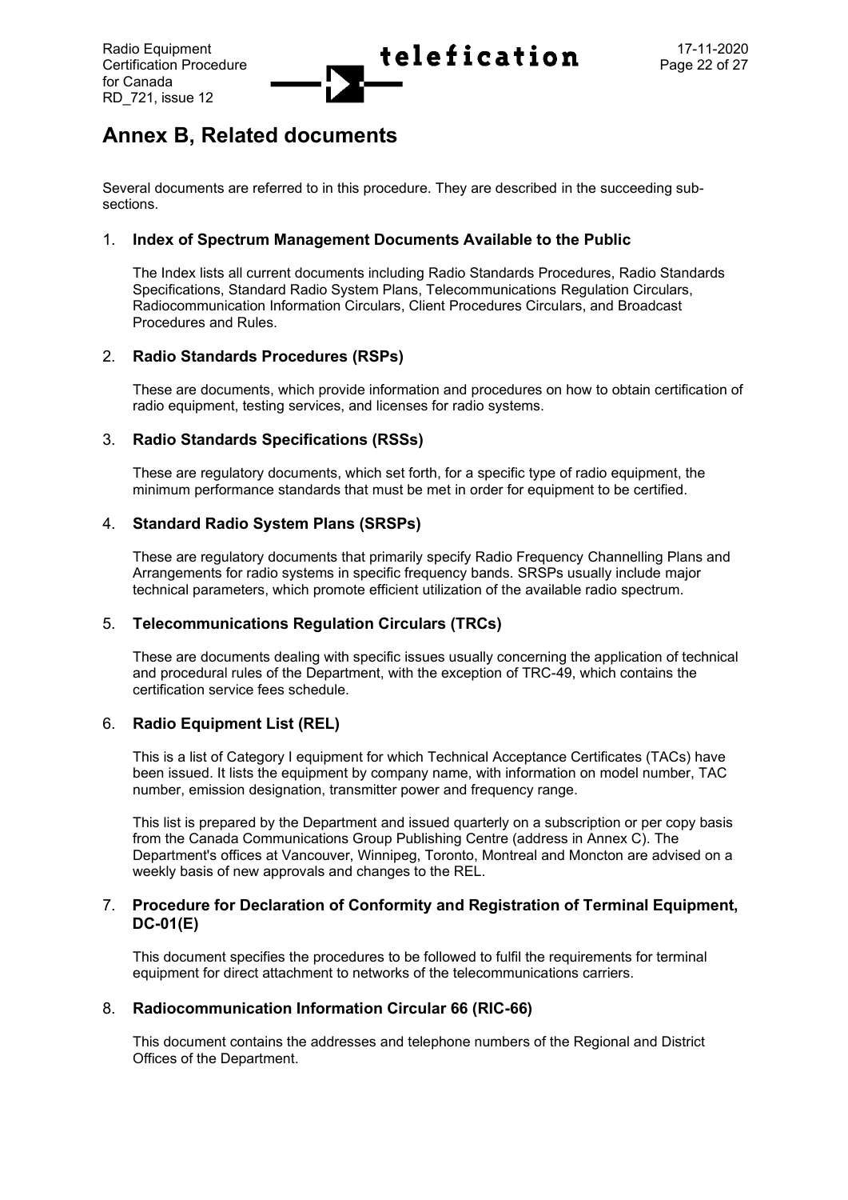# Annex B, Related documents

Several documents are referred to in this procedure. They are described in the succeeding sub-sections.

1. **Index of Spectrum Management Documents Available to the Public**

   The Index lists all current documents including Radio Standards Procedures, Radio Standards Specifications, Standard Radio System Plans, Telecommunications Regulation Circulars, Radiocommunication Information Circulars, Client Procedures Circulars, and Broadcast Procedures and Rules.

2. **Radio Standards Procedures (RSPs)**

   These are documents, which provide information and procedures on how to obtain certification of radio equipment, testing services, and licenses for radio systems.

3. **Radio Standards Specifications (RSSs)**

   These are regulatory documents, which set forth, for a specific type of radio equipment, the minimum performance standards that must be met in order for equipment to be certified.

4. **Standard Radio System Plans (SRSPs)**

   These are regulatory documents that primarily specify Radio Frequency Channelling Plans and Arrangements for radio systems in specific frequency bands. SRSPs usually include major technical parameters, which promote efficient utilization of the available radio spectrum.

5. **Telecommunications Regulation Circulars (TRCs)**

   These are documents dealing with specific issues usually concerning the application of technical and procedural rules of the Department, with the exception of TRC-49, which contains the certification service fees schedule.

6. **Radio Equipment List (REL)**

   This is a list of Category I equipment for which Technical Acceptance Certificates (TACs) have been issued. It lists the equipment by company name, with information on model number, TAC number, emission designation, transmitter power and frequency range.

   This list is prepared by the Department and issued quarterly on a subscription or per copy basis from the Canada Communications Group Publishing Centre (address in Annex C). The Department's offices at Vancouver, Winnipeg, Toronto, Montreal and Moncton are advised on a weekly basis of new approvals and changes to the REL.

7. **Procedure for Declaration of Conformity and Registration of Terminal Equipment, DC-01(E)**

   This document specifies the procedures to be followed to fulfil the requirements for terminal equipment for direct attachment to networks of the telecommunications carriers.

8. **Radiocommunication Information Circular 66 (RIC-66)**

   This document contains the addresses and telephone numbers of the Regional and District Offices of the Department.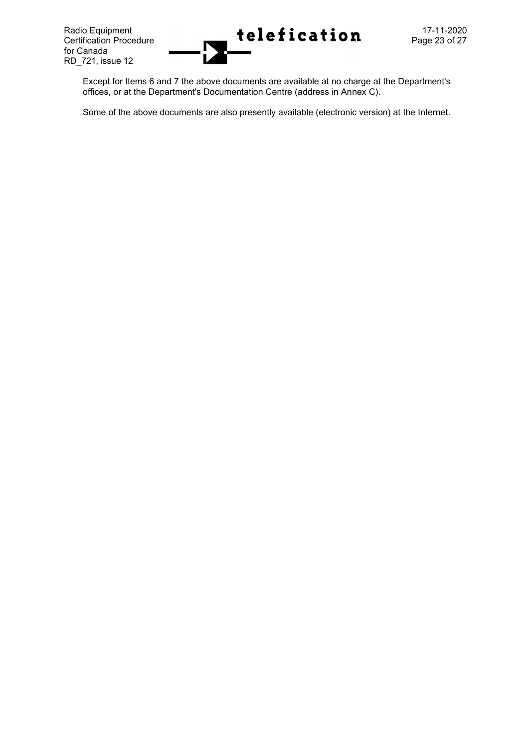Except for Items 6 and 7 the above documents are available at no charge at the Department's offices, or at the Department's Documentation Centre (address in Annex C).

Some of the above documents are also presently available (electronic version) at the Internet.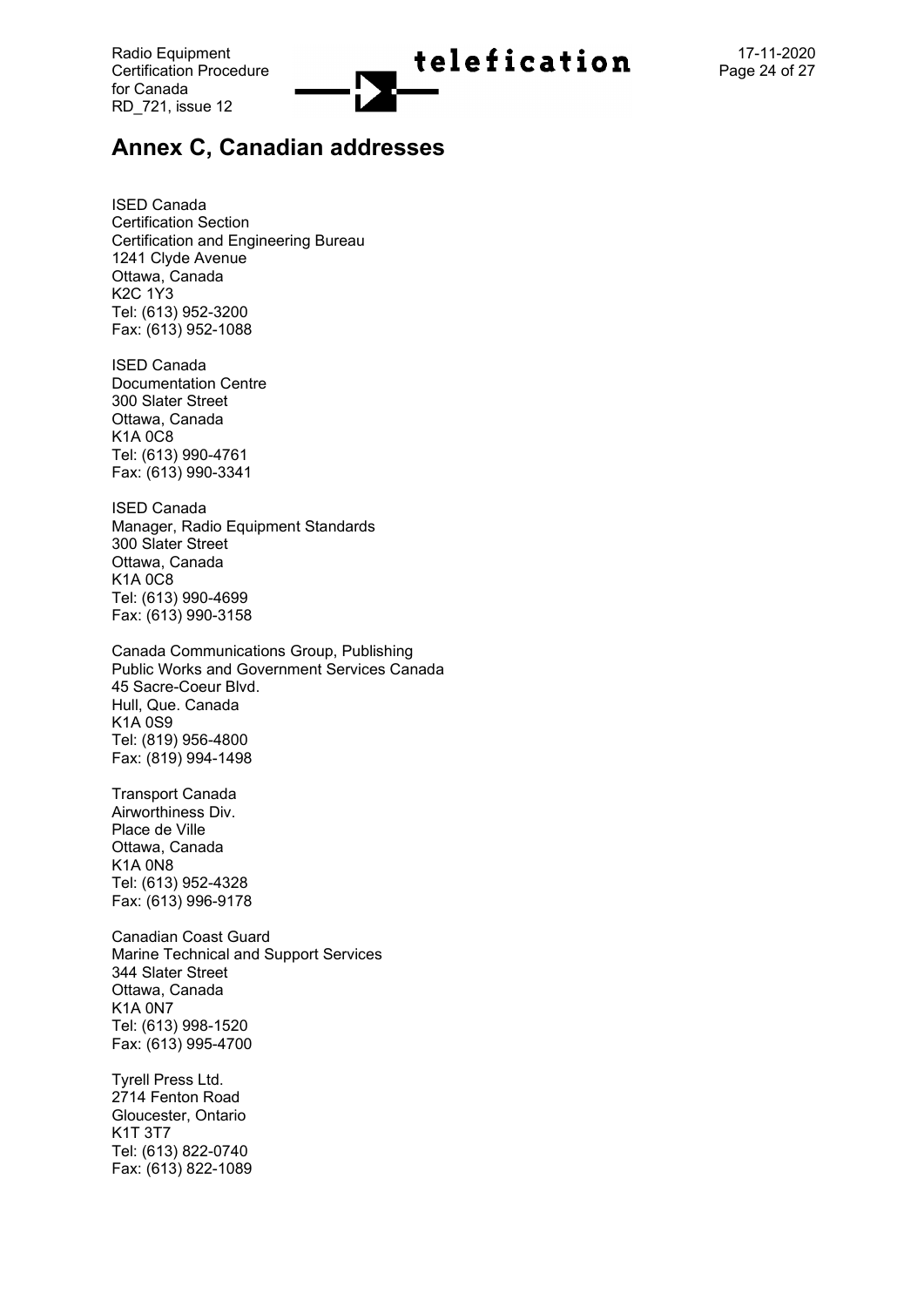## Annex C, Canadian addresses

ISED Canada  
Certification Section  
Certification and Engineering Bureau  
1241 Clyde Avenue  
Ottawa, Canada  
K2C 1Y3  
Tel: (613) 952-3200  
Fax: (613) 952-1088

ISED Canada  
Documentation Centre  
300 Slater Street  
Ottawa, Canada  
K1A 0C8  
Tel: (613) 990-4761  
Fax: (613) 990-3341

ISED Canada  
Manager, Radio Equipment Standards  
300 Slater Street  
Ottawa, Canada  
K1A 0C8  
Tel: (613) 990-4699  
Fax: (613) 990-3158

Canada Communications Group, Publishing  
Public Works and Government Services Canada  
45 Sacre-Coeur Blvd.  
Hull, Que. Canada  
K1A 0S9  
Tel: (819) 956-4800  
Fax: (819) 994-1498

Transport Canada  
Airworthiness Div.  
Place de Ville  
Ottawa, Canada  
K1A 0N8  
Tel: (613) 952-4328  
Fax: (613) 996-9178

Canadian Coast Guard  
Marine Technical and Support Services  
344 Slater Street  
Ottawa, Canada  
K1A 0N7  
Tel: (613) 998-1520  
Fax: (613) 995-4700

Tyrell Press Ltd.  
2714 Fenton Road  
Gloucester, Ontario  
K1T 3T7  
Tel: (613) 822-0740  
Fax: (613) 822-1089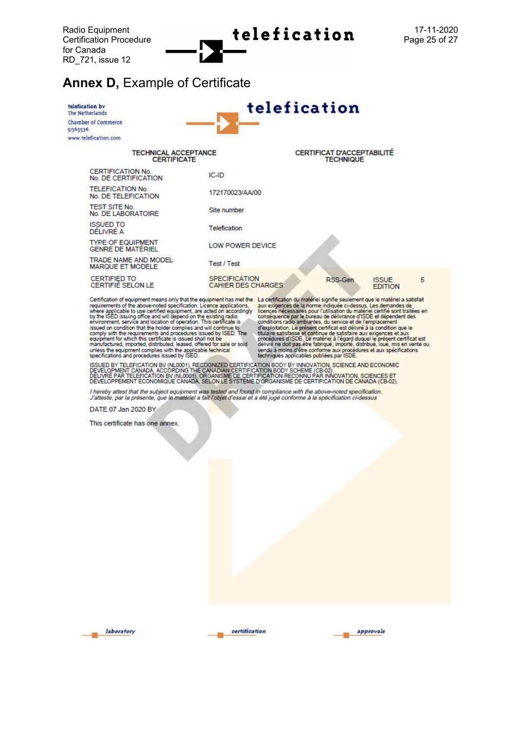# Annex D, Example of Certificate

telefication bv
The Netherlands
Chamber of Commerce
51565536
www.telefication.com

telefication

| TECHNICAL ACCEPTANCE CERTIFICATE | CERTIFICAT D'ACCEPTABILITÉ TECHNIQUE | | | |
|---|---|---|---|---|
| CERTIFICATION No. / No. DE CERTIFICATION | IC-ID | | | |
| TELEFICATION No. / No. DE TELEFICATION | 172170023/AA/00 | | | |
| TEST SITE No. / No. DE LABORATOIRE | Site number | | | |
| ISSUED TO / DÉLIVRÉ A | Telefication | | | |
| TYPE OF EQUIPMENT / GENRE DE MATÉRIEL | LOW POWER DEVICE | | | |
| TRADE NAME AND MODEL / MARQUE ET MODELE | Test / Test | | | |
| CERTIFIED TO / CERTIFIÉ SELON LE | SPECIFICATION / CAHIER DES CHARGES | RSS-Gen | ISSUE / EDITION | 5 |

Certification of equipment means only that the equipment has met the requirements of the above-noted specification. Licence applications, where applicable to use certified equipment, are acted on accordingly by the ISED issuing office and will depend on the existing radio environment, service and location of operation. This certificate is issued on condition that the holder complies and will continue to comply with the requirements and procedures issued by ISED. The equipment for which this certificate is issued shall not be manufactured, imported, distributed, leased, offered for sale or sold unless the equipment complies with the applicable technical specifications and procedures issued by ISED.

La certification du matériel signifie seulement que le matériel a satisfait aux exigences de la norme indiquée ci-dessus. Les demandes de licences nécessaires pour l'utilisation du matériel certifié sont traitées en conséquence par le bureau de délivrance d'ISDE et dépendent des conditions radio ambiantes, du service et de l'emplacement d'exploitation. Le présent certificat est délivré à la condition que le titulaire satisfasse et continue de satisfaire aux exigences et aux procédures d'ISDE. Le matériel à l'égard duquel le présent certificat est délivré ne doit pas être fabriqué, importé, distribué, loué, mis en vente ou vendu à moins d'être conforme aux procédures et aux spécifications techniques applicables publiées par ISDE.

ISSUED BY TELEFICATION BV (NL0001), RECOGNIZED CERTIFICATION BODY BY INNOVATION, SCIENCE AND ECONOMIC DEVELOPMENT CANADA, ACCORDING THE CANADIAN CERTIFICATION BODY SCHEME (CB-02).
DELIVRE PAR TELEFICATION BV (NL0001), ORGANISME DE CERTIFICATION RECONNU PAR INNOVATION, SCIENCES ET DEVELOPPEMENT ÉCONOMIQUE CANADA, SELON LE SYSTEME D'ORGANISME DE CERTIFICATION DE CANADA (CB-02).

*I hereby attest that the subject equipment was tested and found in compliance with the above-noted specification.*
*J'atteste, par la présente, que le matériel a fait l'objet d'essai et a été jugé conforme à la spécification ci-dessus*

DATE 07 Jan 2020 BY

This certificate has one annex.

DRAFT

laboratory certification approvals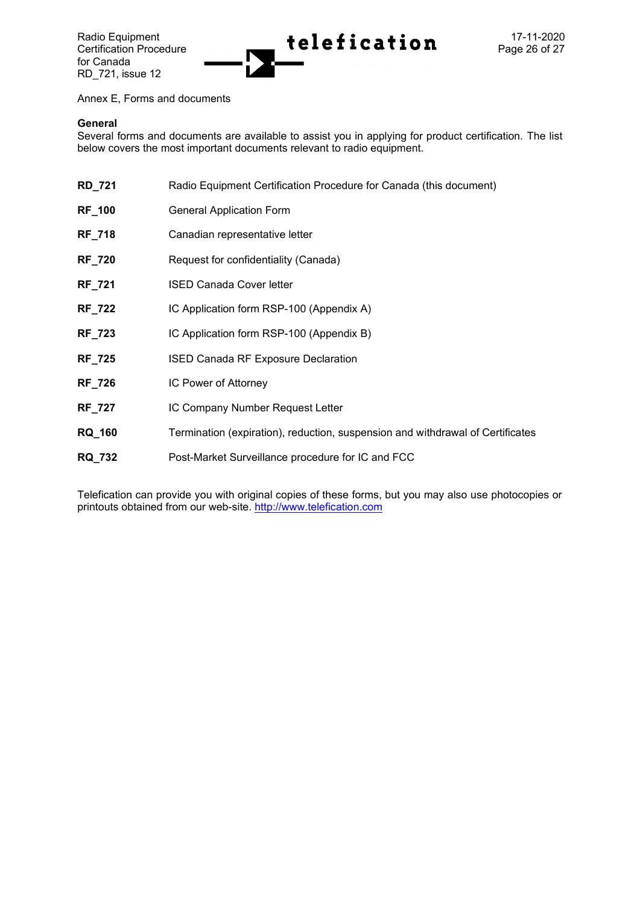Annex E, Forms and documents

**General**
Several forms and documents are available to assist you in applying for product certification. The list below covers the most important documents relevant to radio equipment.

| | |
|---|---|
| **RD_721** | Radio Equipment Certification Procedure for Canada (this document) |
| **RF_100** | General Application Form |
| **RF_718** | Canadian representative letter |
| **RF_720** | Request for confidentiality (Canada) |
| **RF_721** | ISED Canada Cover letter |
| **RF_722** | IC Application form RSP-100 (Appendix A) |
| **RF_723** | IC Application form RSP-100 (Appendix B) |
| **RF_725** | ISED Canada RF Exposure Declaration |
| **RF_726** | IC Power of Attorney |
| **RF_727** | IC Company Number Request Letter |
| **RQ_160** | Termination (expiration), reduction, suspension and withdrawal of Certificates |
| **RQ_732** | Post-Market Surveillance procedure for IC and FCC |

Telefication can provide you with original copies of these forms, but you may also use photocopies or printouts obtained from our web-site. http://www.telefication.com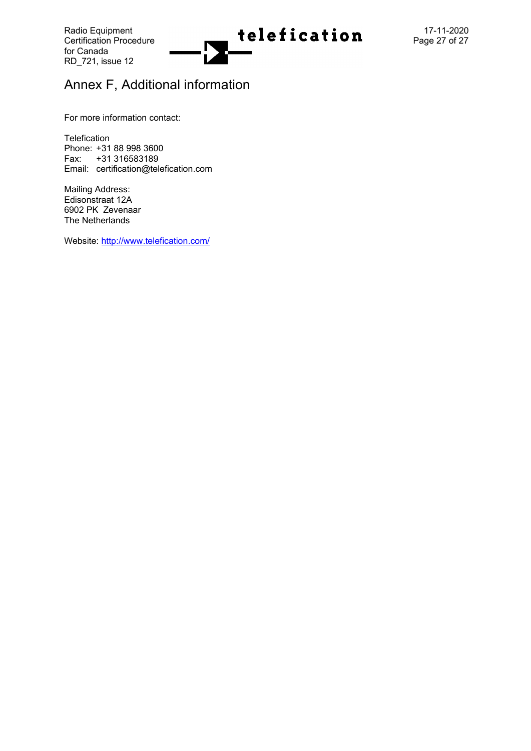# Annex F, Additional information

For more information contact:

Telefication
Phone: +31 88 998 3600
Fax: +31 316583189
Email: certification@telefication.com

Mailing Address:
Edisonstraat 12A
6902 PK Zevenaar
The Netherlands

Website: [http://www.telefication.com/](http://www.telefication.com/)